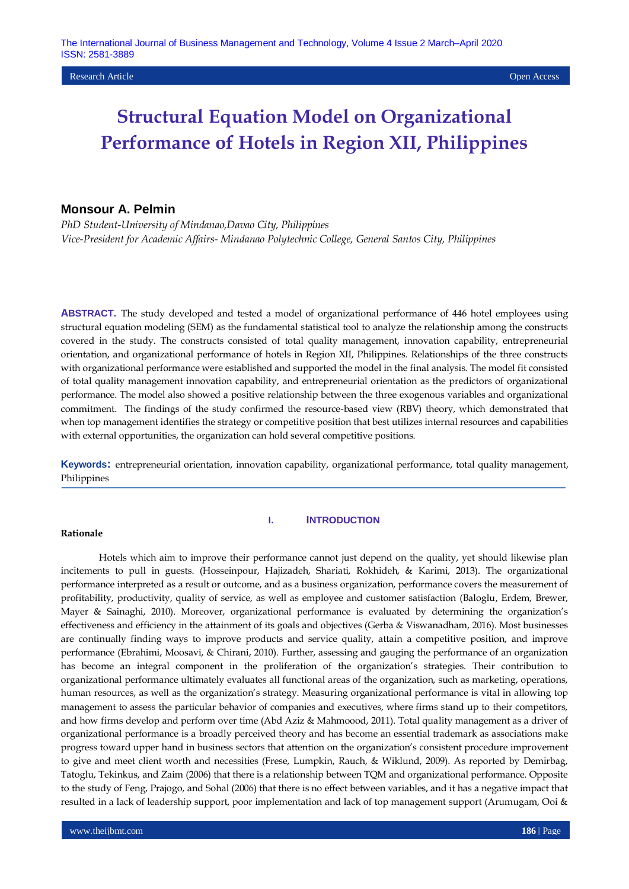Research Article Open Access

# Structural Equation Model on Organizational Performance of Hotels in Region XII, Philippines

**Monsour A. Pelmin**

*PhD Student-University of Mindanao,Davao City, Philippines*
*Vice-President for Academic Affairs- Mindanao Polytechnic College, General Santos City, Philippines*

**ABSTRACT.** The study developed and tested a model of organizational performance of 446 hotel employees using structural equation modeling (SEM) as the fundamental statistical tool to analyze the relationship among the constructs covered in the study. The constructs consisted of total quality management, innovation capability, entrepreneurial orientation, and organizational performance of hotels in Region XII, Philippines. Relationships of the three constructs with organizational performance were established and supported the model in the final analysis. The model fit consisted of total quality management innovation capability, and entrepreneurial orientation as the predictors of organizational performance. The model also showed a positive relationship between the three exogenous variables and organizational commitment. The findings of the study confirmed the resource-based view (RBV) theory, which demonstrated that when top management identifies the strategy or competitive position that best utilizes internal resources and capabilities with external opportunities, the organization can hold several competitive positions.

**Keywords:** entrepreneurial orientation, innovation capability, organizational performance, total quality management, Philippines

## I. INTRODUCTION

### Rationale

Hotels which aim to improve their performance cannot just depend on the quality, yet should likewise plan incitements to pull in guests. (Hosseinpour, Hajizadeh, Shariati, Rokhideh, & Karimi, 2013). The organizational performance interpreted as a result or outcome, and as a business organization, performance covers the measurement of profitability, productivity, quality of service, as well as employee and customer satisfaction (Baloglu, Erdem, Brewer, Mayer & Sainaghi, 2010). Moreover, organizational performance is evaluated by determining the organization's effectiveness and efficiency in the attainment of its goals and objectives (Gerba & Viswanadham, 2016). Most businesses are continually finding ways to improve products and service quality, attain a competitive position, and improve performance (Ebrahimi, Moosavi, & Chirani, 2010). Further, assessing and gauging the performance of an organization has become an integral component in the proliferation of the organization's strategies. Their contribution to organizational performance ultimately evaluates all functional areas of the organization, such as marketing, operations, human resources, as well as the organization's strategy. Measuring organizational performance is vital in allowing top management to assess the particular behavior of companies and executives, where firms stand up to their competitors, and how firms develop and perform over time (Abd Aziz & Mahmoood, 2011). Total quality management as a driver of organizational performance is a broadly perceived theory and has become an essential trademark as associations make progress toward upper hand in business sectors that attention on the organization's consistent procedure improvement to give and meet client worth and necessities (Frese, Lumpkin, Rauch, & Wiklund, 2009). As reported by Demirbag, Tatoglu, Tekinkus, and Zaim (2006) that there is a relationship between TQM and organizational performance. Opposite to the study of Feng, Prajogo, and Sohal (2006) that there is no effect between variables, and it has a negative impact that resulted in a lack of leadership support, poor implementation and lack of top management support (Arumugam, Ooi &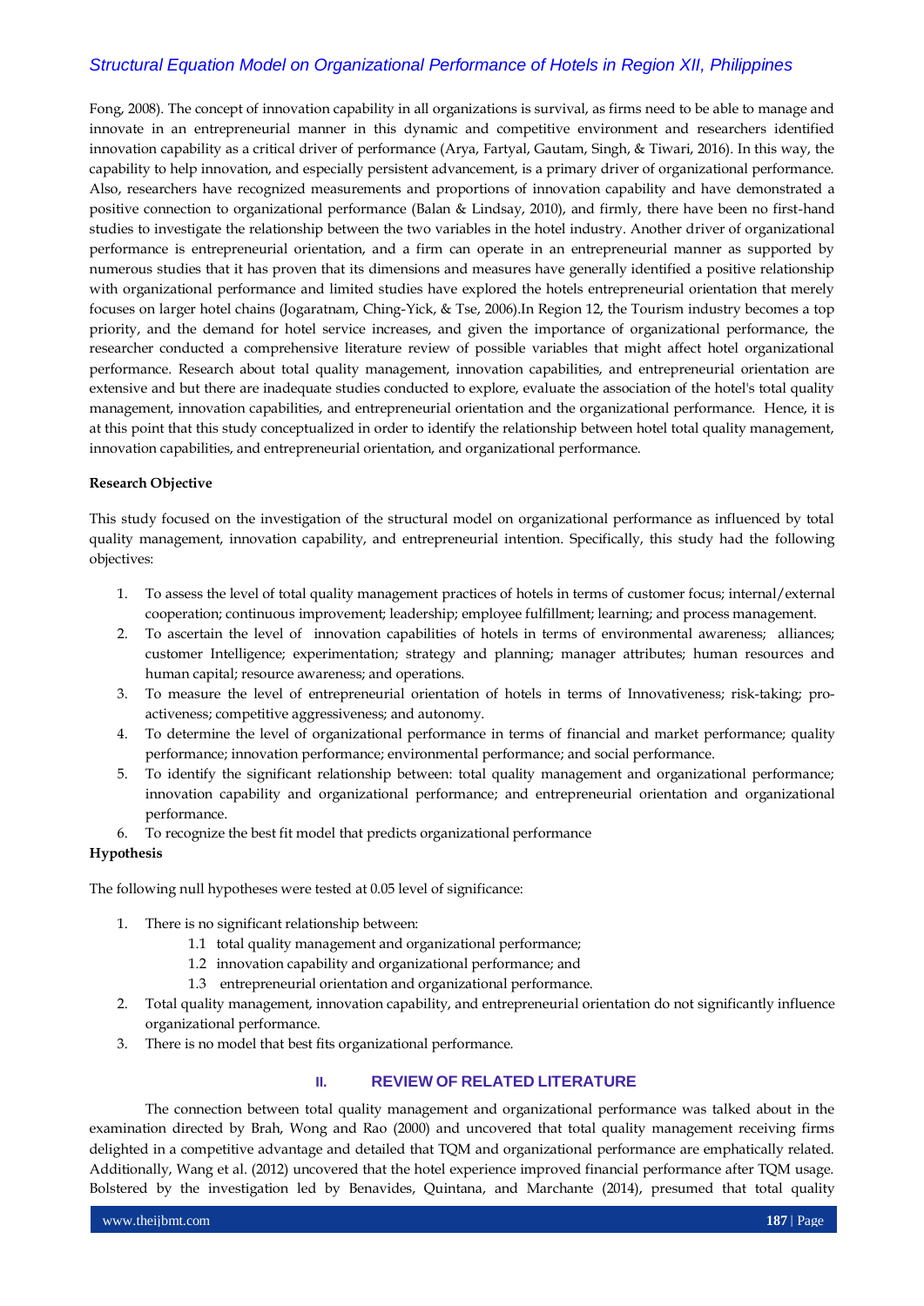Fong, 2008). The concept of innovation capability in all organizations is survival, as firms need to be able to manage and innovate in an entrepreneurial manner in this dynamic and competitive environment and researchers identified innovation capability as a critical driver of performance (Arya, Fartyal, Gautam, Singh, & Tiwari, 2016). In this way, the capability to help innovation, and especially persistent advancement, is a primary driver of organizational performance. Also, researchers have recognized measurements and proportions of innovation capability and have demonstrated a positive connection to organizational performance (Balan & Lindsay, 2010), and firmly, there have been no first-hand studies to investigate the relationship between the two variables in the hotel industry. Another driver of organizational performance is entrepreneurial orientation, and a firm can operate in an entrepreneurial manner as supported by numerous studies that it has proven that its dimensions and measures have generally identified a positive relationship with organizational performance and limited studies have explored the hotels entrepreneurial orientation that merely focuses on larger hotel chains (Jogaratnam, Ching-Yick, & Tse, 2006).In Region 12, the Tourism industry becomes a top priority, and the demand for hotel service increases, and given the importance of organizational performance, the researcher conducted a comprehensive literature review of possible variables that might affect hotel organizational performance. Research about total quality management, innovation capabilities, and entrepreneurial orientation are extensive and but there are inadequate studies conducted to explore, evaluate the association of the hotel's total quality management, innovation capabilities, and entrepreneurial orientation and the organizational performance. Hence, it is at this point that this study conceptualized in order to identify the relationship between hotel total quality management, innovation capabilities, and entrepreneurial orientation, and organizational performance.

**Research Objective**

This study focused on the investigation of the structural model on organizational performance as influenced by total quality management, innovation capability, and entrepreneurial intention. Specifically, this study had the following objectives:

1. To assess the level of total quality management practices of hotels in terms of customer focus; internal/external cooperation; continuous improvement; leadership; employee fulfillment; learning; and process management.
2. To ascertain the level of innovation capabilities of hotels in terms of environmental awareness; alliances; customer Intelligence; experimentation; strategy and planning; manager attributes; human resources and human capital; resource awareness; and operations.
3. To measure the level of entrepreneurial orientation of hotels in terms of Innovativeness; risk-taking; pro-activeness; competitive aggressiveness; and autonomy.
4. To determine the level of organizational performance in terms of financial and market performance; quality performance; innovation performance; environmental performance; and social performance.
5. To identify the significant relationship between: total quality management and organizational performance; innovation capability and organizational performance; and entrepreneurial orientation and organizational performance.
6. To recognize the best fit model that predicts organizational performance

**Hypothesis**

The following null hypotheses were tested at 0.05 level of significance:

1. There is no significant relationship between:
   - 1.1 total quality management and organizational performance;
   - 1.2 innovation capability and organizational performance; and
   - 1.3 entrepreneurial orientation and organizational performance.
2. Total quality management, innovation capability, and entrepreneurial orientation do not significantly influence organizational performance.
3. There is no model that best fits organizational performance.

## II. REVIEW OF RELATED LITERATURE

The connection between total quality management and organizational performance was talked about in the examination directed by Brah, Wong and Rao (2000) and uncovered that total quality management receiving firms delighted in a competitive advantage and detailed that TQM and organizational performance are emphatically related. Additionally, Wang et al. (2012) uncovered that the hotel experience improved financial performance after TQM usage. Bolstered by the investigation led by Benavides, Quintana, and Marchante (2014), presumed that total quality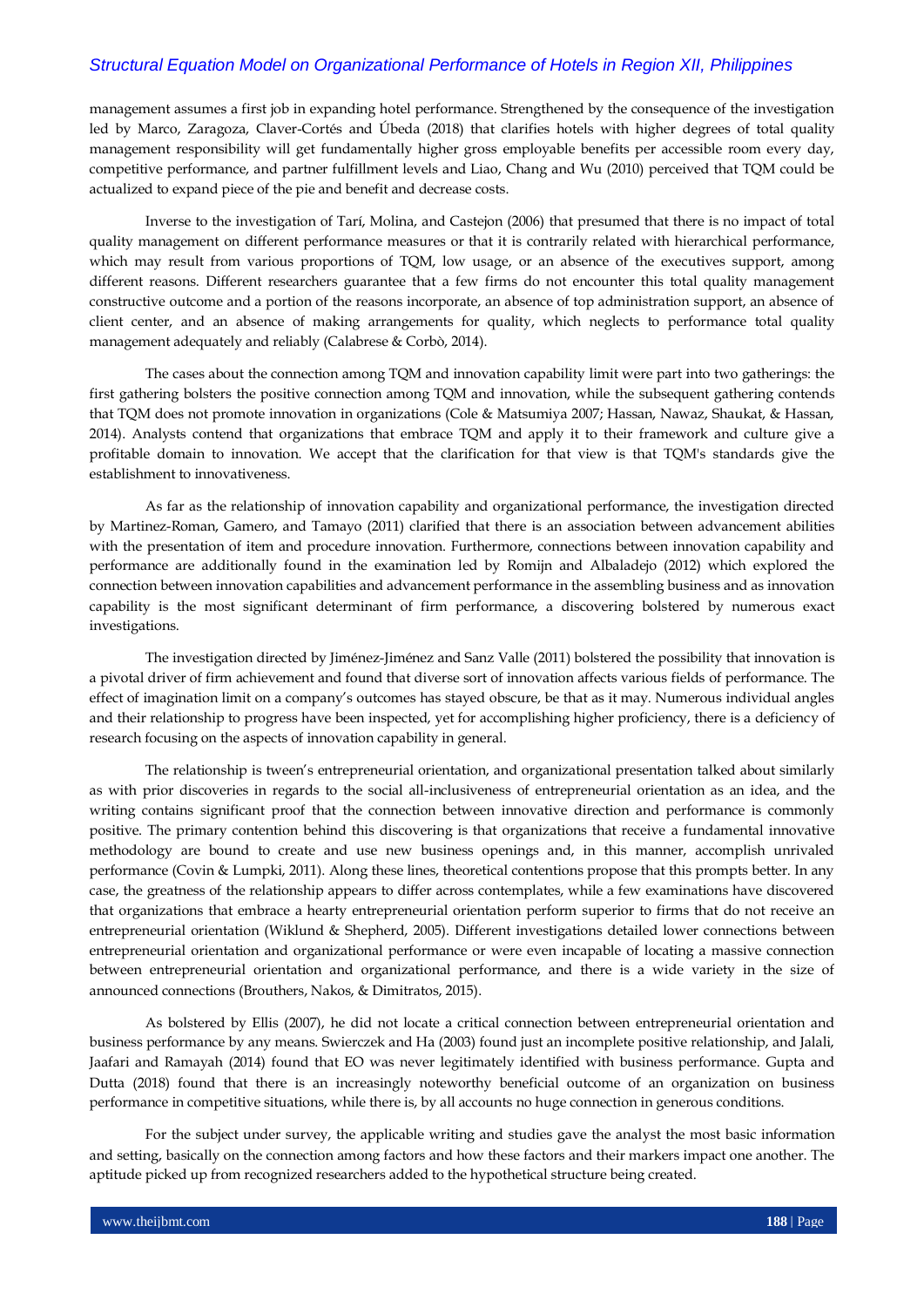management assumes a first job in expanding hotel performance. Strengthened by the consequence of the investigation led by Marco, Zaragoza, Claver-Cortés and Úbeda (2018) that clarifies hotels with higher degrees of total quality management responsibility will get fundamentally higher gross employable benefits per accessible room every day, competitive performance, and partner fulfillment levels and Liao, Chang and Wu (2010) perceived that TQM could be actualized to expand piece of the pie and benefit and decrease costs.

Inverse to the investigation of Tarí, Molina, and Castejon (2006) that presumed that there is no impact of total quality management on different performance measures or that it is contrarily related with hierarchical performance, which may result from various proportions of TQM, low usage, or an absence of the executives support, among different reasons. Different researchers guarantee that a few firms do not encounter this total quality management constructive outcome and a portion of the reasons incorporate, an absence of top administration support, an absence of client center, and an absence of making arrangements for quality, which neglects to performance total quality management adequately and reliably (Calabrese & Corbò, 2014).

The cases about the connection among TQM and innovation capability limit were part into two gatherings: the first gathering bolsters the positive connection among TQM and innovation, while the subsequent gathering contends that TQM does not promote innovation in organizations (Cole & Matsumiya 2007; Hassan, Nawaz, Shaukat, & Hassan, 2014). Analysts contend that organizations that embrace TQM and apply it to their framework and culture give a profitable domain to innovation. We accept that the clarification for that view is that TQM's standards give the establishment to innovativeness.

As far as the relationship of innovation capability and organizational performance, the investigation directed by Martinez-Roman, Gamero, and Tamayo (2011) clarified that there is an association between advancement abilities with the presentation of item and procedure innovation. Furthermore, connections between innovation capability and performance are additionally found in the examination led by Romijn and Albaladejo (2012) which explored the connection between innovation capabilities and advancement performance in the assembling business and as innovation capability is the most significant determinant of firm performance, a discovering bolstered by numerous exact investigations.

The investigation directed by Jiménez-Jiménez and Sanz Valle (2011) bolstered the possibility that innovation is a pivotal driver of firm achievement and found that diverse sort of innovation affects various fields of performance. The effect of imagination limit on a company's outcomes has stayed obscure, be that as it may. Numerous individual angles and their relationship to progress have been inspected, yet for accomplishing higher proficiency, there is a deficiency of research focusing on the aspects of innovation capability in general.

The relationship is tween's entrepreneurial orientation, and organizational presentation talked about similarly as with prior discoveries in regards to the social all-inclusiveness of entrepreneurial orientation as an idea, and the writing contains significant proof that the connection between innovative direction and performance is commonly positive. The primary contention behind this discovering is that organizations that receive a fundamental innovative methodology are bound to create and use new business openings and, in this manner, accomplish unrivaled performance (Covin & Lumpki, 2011). Along these lines, theoretical contentions propose that this prompts better. In any case, the greatness of the relationship appears to differ across contemplates, while a few examinations have discovered that organizations that embrace a hearty entrepreneurial orientation perform superior to firms that do not receive an entrepreneurial orientation (Wiklund & Shepherd, 2005). Different investigations detailed lower connections between entrepreneurial orientation and organizational performance or were even incapable of locating a massive connection between entrepreneurial orientation and organizational performance, and there is a wide variety in the size of announced connections (Brouthers, Nakos, & Dimitratos, 2015).

As bolstered by Ellis (2007), he did not locate a critical connection between entrepreneurial orientation and business performance by any means. Swierczek and Ha (2003) found just an incomplete positive relationship, and Jalali, Jaafari and Ramayah (2014) found that EO was never legitimately identified with business performance. Gupta and Dutta (2018) found that there is an increasingly noteworthy beneficial outcome of an organization on business performance in competitive situations, while there is, by all accounts no huge connection in generous conditions.

For the subject under survey, the applicable writing and studies gave the analyst the most basic information and setting, basically on the connection among factors and how these factors and their markers impact one another. The aptitude picked up from recognized researchers added to the hypothetical structure being created.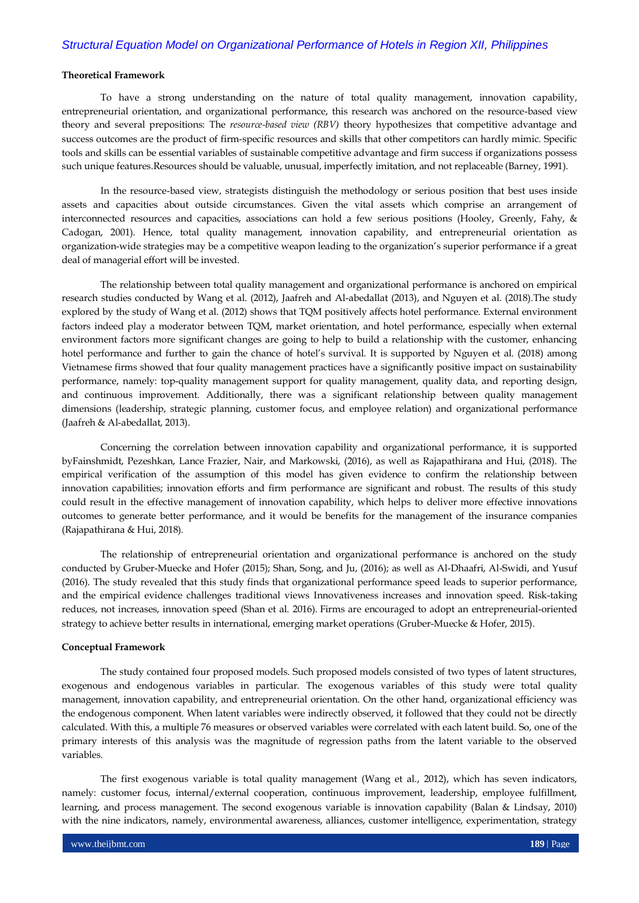**Theoretical Framework**

To have a strong understanding on the nature of total quality management, innovation capability, entrepreneurial orientation, and organizational performance, this research was anchored on the resource-based view theory and several prepositions: The *resource-based view (RBV)* theory hypothesizes that competitive advantage and success outcomes are the product of firm-specific resources and skills that other competitors can hardly mimic. Specific tools and skills can be essential variables of sustainable competitive advantage and firm success if organizations possess such unique features.Resources should be valuable, unusual, imperfectly imitation, and not replaceable (Barney, 1991).

In the resource-based view, strategists distinguish the methodology or serious position that best uses inside assets and capacities about outside circumstances. Given the vital assets which comprise an arrangement of interconnected resources and capacities, associations can hold a few serious positions (Hooley, Greenly, Fahy, & Cadogan, 2001). Hence, total quality management, innovation capability, and entrepreneurial orientation as organization-wide strategies may be a competitive weapon leading to the organization's superior performance if a great deal of managerial effort will be invested.

The relationship between total quality management and organizational performance is anchored on empirical research studies conducted by Wang et al. (2012), Jaafreh and Al-abedallat (2013), and Nguyen et al. (2018).The study explored by the study of Wang et al. (2012) shows that TQM positively affects hotel performance. External environment factors indeed play a moderator between TQM, market orientation, and hotel performance, especially when external environment factors more significant changes are going to help to build a relationship with the customer, enhancing hotel performance and further to gain the chance of hotel's survival. It is supported by Nguyen et al. (2018) among Vietnamese firms showed that four quality management practices have a significantly positive impact on sustainability performance, namely: top-quality management support for quality management, quality data, and reporting design, and continuous improvement. Additionally, there was a significant relationship between quality management dimensions (leadership, strategic planning, customer focus, and employee relation) and organizational performance (Jaafreh & Al-abedallat, 2013).

Concerning the correlation between innovation capability and organizational performance, it is supported byFainshmidt, Pezeshkan, Lance Frazier, Nair, and Markowski, (2016), as well as Rajapathirana and Hui, (2018). The empirical verification of the assumption of this model has given evidence to confirm the relationship between innovation capabilities; innovation efforts and firm performance are significant and robust. The results of this study could result in the effective management of innovation capability, which helps to deliver more effective innovations outcomes to generate better performance, and it would be benefits for the management of the insurance companies (Rajapathirana & Hui, 2018).

The relationship of entrepreneurial orientation and organizational performance is anchored on the study conducted by Gruber-Muecke and Hofer (2015); Shan, Song, and Ju, (2016); as well as Al-Dhaafri, Al-Swidi, and Yusuf (2016). The study revealed that this study finds that organizational performance speed leads to superior performance, and the empirical evidence challenges traditional views Innovativeness increases and innovation speed. Risk-taking reduces, not increases, innovation speed (Shan et al. 2016). Firms are encouraged to adopt an entrepreneurial-oriented strategy to achieve better results in international, emerging market operations (Gruber-Muecke & Hofer, 2015).

**Conceptual Framework**

The study contained four proposed models. Such proposed models consisted of two types of latent structures, exogenous and endogenous variables in particular. The exogenous variables of this study were total quality management, innovation capability, and entrepreneurial orientation. On the other hand, organizational efficiency was the endogenous component. When latent variables were indirectly observed, it followed that they could not be directly calculated. With this, a multiple 76 measures or observed variables were correlated with each latent build. So, one of the primary interests of this analysis was the magnitude of regression paths from the latent variable to the observed variables.

The first exogenous variable is total quality management (Wang et al., 2012), which has seven indicators, namely: customer focus, internal/external cooperation, continuous improvement, leadership, employee fulfillment, learning, and process management. The second exogenous variable is innovation capability (Balan & Lindsay, 2010) with the nine indicators, namely, environmental awareness, alliances, customer intelligence, experimentation, strategy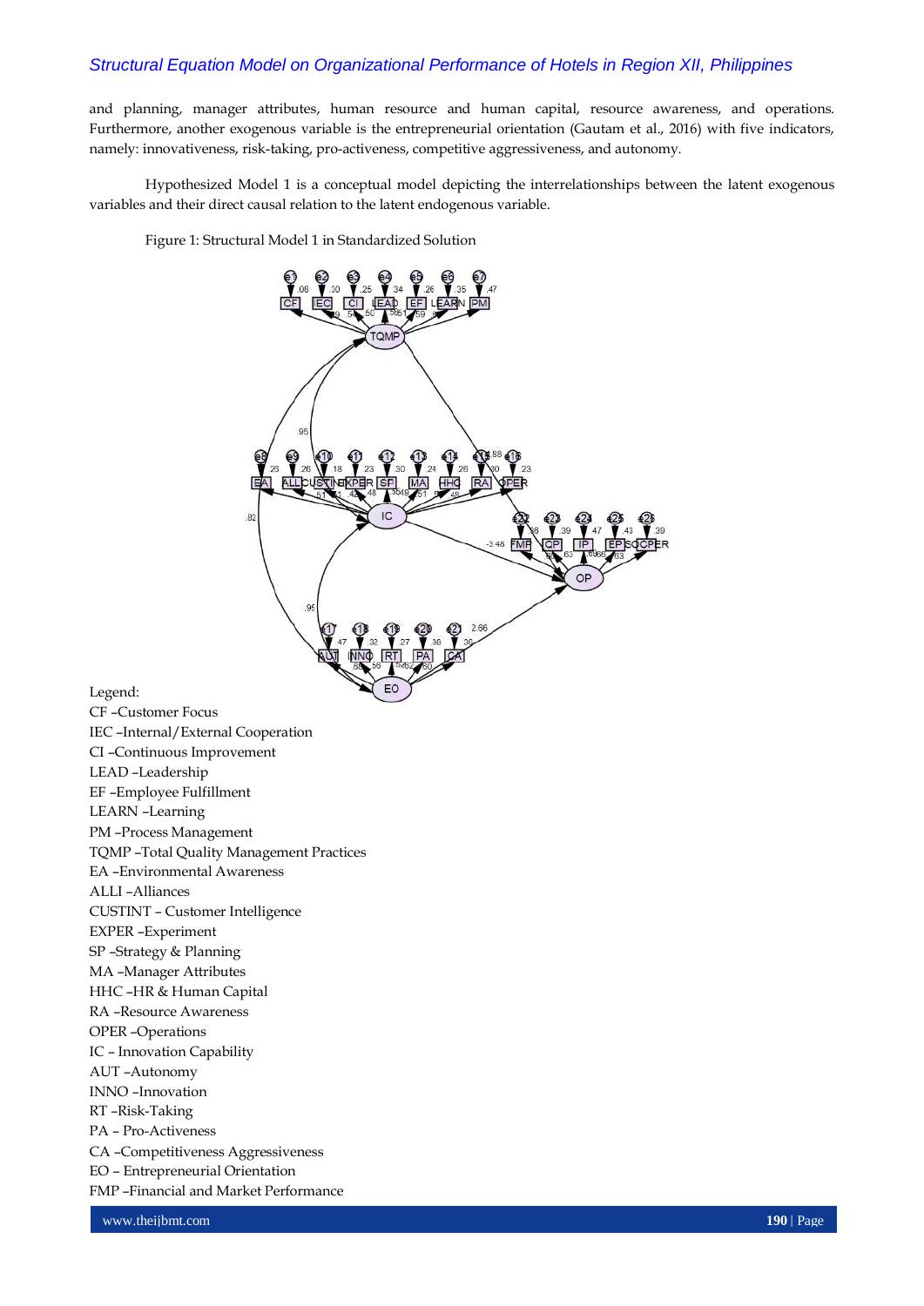and planning, manager attributes, human resource and human capital, resource awareness, and operations. Furthermore, another exogenous variable is the entrepreneurial orientation (Gautam et al., 2016) with five indicators, namely: innovativeness, risk-taking, pro-activeness, competitive aggressiveness, and autonomy.

Hypothesized Model 1 is a conceptual model depicting the interrelationships between the latent exogenous variables and their direct causal relation to the latent endogenous variable.

Figure 1: Structural Model 1 in Standardized Solution

Legend:
CF –Customer Focus
IEC –Internal/External Cooperation
CI –Continuous Improvement
LEAD –Leadership
EF –Employee Fulfillment
LEARN –Learning
PM –Process Management
TQMP –Total Quality Management Practices
EA –Environmental Awareness
ALLI –Alliances
CUSTINT – Customer Intelligence
EXPER –Experiment
SP –Strategy & Planning
MA –Manager Attributes
HHC –HR & Human Capital
RA –Resource Awareness
OPER –Operations
IC – Innovation Capability
AUT –Autonomy
INNO –Innovation
RT –Risk-Taking
PA – Pro-Activeness
CA –Competitiveness Aggressiveness
EO – Entrepreneurial Orientation
FMP –Financial and Market Performance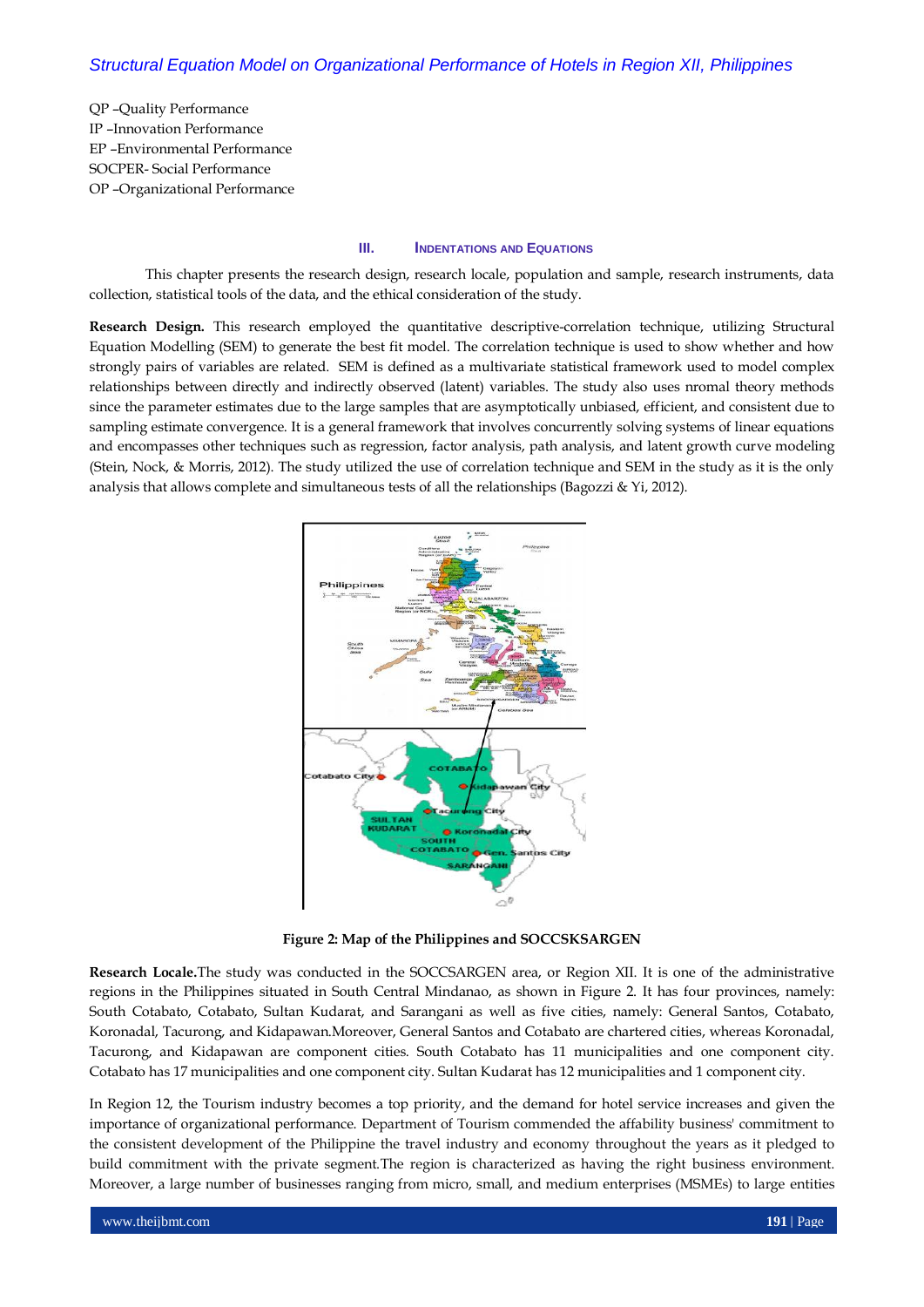QP –Quality Performance
IP –Innovation Performance
EP –Environmental Performance
SOCPER- Social Performance
OP –Organizational Performance

## III. INDENTATIONS AND EQUATIONS

This chapter presents the research design, research locale, population and sample, research instruments, data collection, statistical tools of the data, and the ethical consideration of the study.

**Research Design.** This research employed the quantitative descriptive-correlation technique, utilizing Structural Equation Modelling (SEM) to generate the best fit model. The correlation technique is used to show whether and how strongly pairs of variables are related. SEM is defined as a multivariate statistical framework used to model complex relationships between directly and indirectly observed (latent) variables. The study also uses nromal theory methods since the parameter estimates due to the large samples that are asymptotically unbiased, efficient, and consistent due to sampling estimate convergence. It is a general framework that involves concurrently solving systems of linear equations and encompasses other techniques such as regression, factor analysis, path analysis, and latent growth curve modeling (Stein, Nock, & Morris, 2012). The study utilized the use of correlation technique and SEM in the study as it is the only analysis that allows complete and simultaneous tests of all the relationships (Bagozzi & Yi, 2012).

**Figure 2: Map of the Philippines and SOCCSKSARGEN**

**Research Locale.**The study was conducted in the SOCCSARGEN area, or Region XII. It is one of the administrative regions in the Philippines situated in South Central Mindanao, as shown in Figure 2. It has four provinces, namely: South Cotabato, Cotabato, Sultan Kudarat, and Sarangani as well as five cities, namely: General Santos, Cotabato, Koronadal, Tacurong, and Kidapawan.Moreover, General Santos and Cotabato are chartered cities, whereas Koronadal, Tacurong, and Kidapawan are component cities. South Cotabato has 11 municipalities and one component city. Cotabato has 17 municipalities and one component city. Sultan Kudarat has 12 municipalities and 1 component city.

In Region 12, the Tourism industry becomes a top priority, and the demand for hotel service increases and given the importance of organizational performance. Department of Tourism commended the affability business' commitment to the consistent development of the Philippine the travel industry and economy throughout the years as it pledged to build commitment with the private segment.The region is characterized as having the right business environment. Moreover, a large number of businesses ranging from micro, small, and medium enterprises (MSMEs) to large entities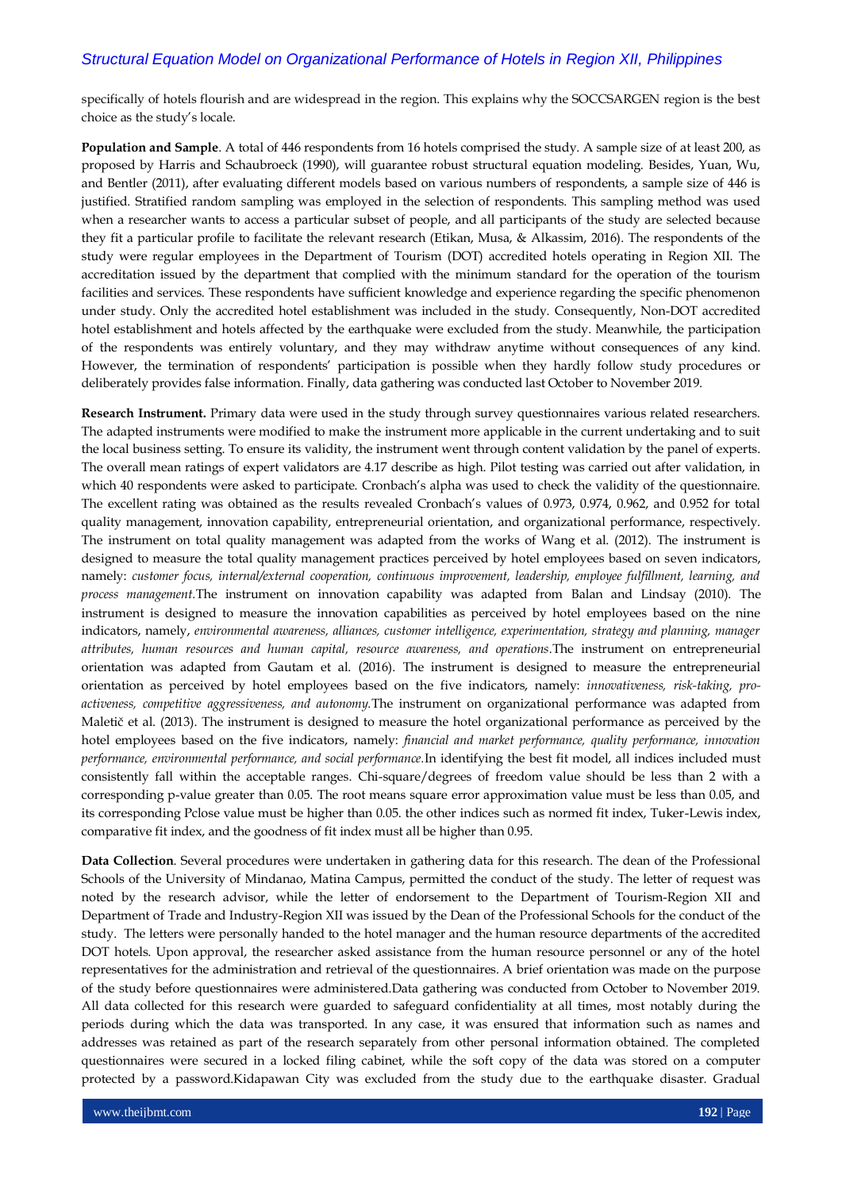specifically of hotels flourish and are widespread in the region. This explains why the SOCCSARGEN region is the best choice as the study's locale.

**Population and Sample**. A total of 446 respondents from 16 hotels comprised the study. A sample size of at least 200, as proposed by Harris and Schaubroeck (1990), will guarantee robust structural equation modeling. Besides, Yuan, Wu, and Bentler (2011), after evaluating different models based on various numbers of respondents, a sample size of 446 is justified. Stratified random sampling was employed in the selection of respondents. This sampling method was used when a researcher wants to access a particular subset of people, and all participants of the study are selected because they fit a particular profile to facilitate the relevant research (Etikan, Musa, & Alkassim, 2016). The respondents of the study were regular employees in the Department of Tourism (DOT) accredited hotels operating in Region XII. The accreditation issued by the department that complied with the minimum standard for the operation of the tourism facilities and services. These respondents have sufficient knowledge and experience regarding the specific phenomenon under study. Only the accredited hotel establishment was included in the study. Consequently, Non-DOT accredited hotel establishment and hotels affected by the earthquake were excluded from the study. Meanwhile, the participation of the respondents was entirely voluntary, and they may withdraw anytime without consequences of any kind. However, the termination of respondents' participation is possible when they hardly follow study procedures or deliberately provides false information. Finally, data gathering was conducted last October to November 2019.

**Research Instrument.** Primary data were used in the study through survey questionnaires various related researchers. The adapted instruments were modified to make the instrument more applicable in the current undertaking and to suit the local business setting. To ensure its validity, the instrument went through content validation by the panel of experts. The overall mean ratings of expert validators are 4.17 describe as high. Pilot testing was carried out after validation, in which 40 respondents were asked to participate. Cronbach's alpha was used to check the validity of the questionnaire. The excellent rating was obtained as the results revealed Cronbach's values of 0.973, 0.974, 0.962, and 0.952 for total quality management, innovation capability, entrepreneurial orientation, and organizational performance, respectively. The instrument on total quality management was adapted from the works of Wang et al. (2012). The instrument is designed to measure the total quality management practices perceived by hotel employees based on seven indicators, namely: *customer focus, internal/external cooperation, continuous improvement, leadership, employee fulfillment, learning, and process management*.The instrument on innovation capability was adapted from Balan and Lindsay (2010). The instrument is designed to measure the innovation capabilities as perceived by hotel employees based on the nine indicators, namely, *environmental awareness, alliances, customer intelligence, experimentation, strategy and planning, manager attributes, human resources and human capital, resource awareness, and operations*.The instrument on entrepreneurial orientation was adapted from Gautam et al. (2016). The instrument is designed to measure the entrepreneurial orientation as perceived by hotel employees based on the five indicators, namely: *innovativeness, risk-taking, pro-activeness, competitive aggressiveness, and autonomy.*The instrument on organizational performance was adapted from Maletič et al. (2013). The instrument is designed to measure the hotel organizational performance as perceived by the hotel employees based on the five indicators, namely: *financial and market performance, quality performance, innovation performance, environmental performance, and social performance*.In identifying the best fit model, all indices included must consistently fall within the acceptable ranges. Chi-square/degrees of freedom value should be less than 2 with a corresponding p-value greater than 0.05. The root means square error approximation value must be less than 0.05, and its corresponding Pclose value must be higher than 0.05. the other indices such as normed fit index, Tuker-Lewis index, comparative fit index, and the goodness of fit index must all be higher than 0.95.

**Data Collection**. Several procedures were undertaken in gathering data for this research. The dean of the Professional Schools of the University of Mindanao, Matina Campus, permitted the conduct of the study. The letter of request was noted by the research advisor, while the letter of endorsement to the Department of Tourism-Region XII and Department of Trade and Industry-Region XII was issued by the Dean of the Professional Schools for the conduct of the study. The letters were personally handed to the hotel manager and the human resource departments of the accredited DOT hotels. Upon approval, the researcher asked assistance from the human resource personnel or any of the hotel representatives for the administration and retrieval of the questionnaires. A brief orientation was made on the purpose of the study before questionnaires were administered.Data gathering was conducted from October to November 2019. All data collected for this research were guarded to safeguard confidentiality at all times, most notably during the periods during which the data was transported. In any case, it was ensured that information such as names and addresses was retained as part of the research separately from other personal information obtained. The completed questionnaires were secured in a locked filing cabinet, while the soft copy of the data was stored on a computer protected by a password.Kidapawan City was excluded from the study due to the earthquake disaster. Gradual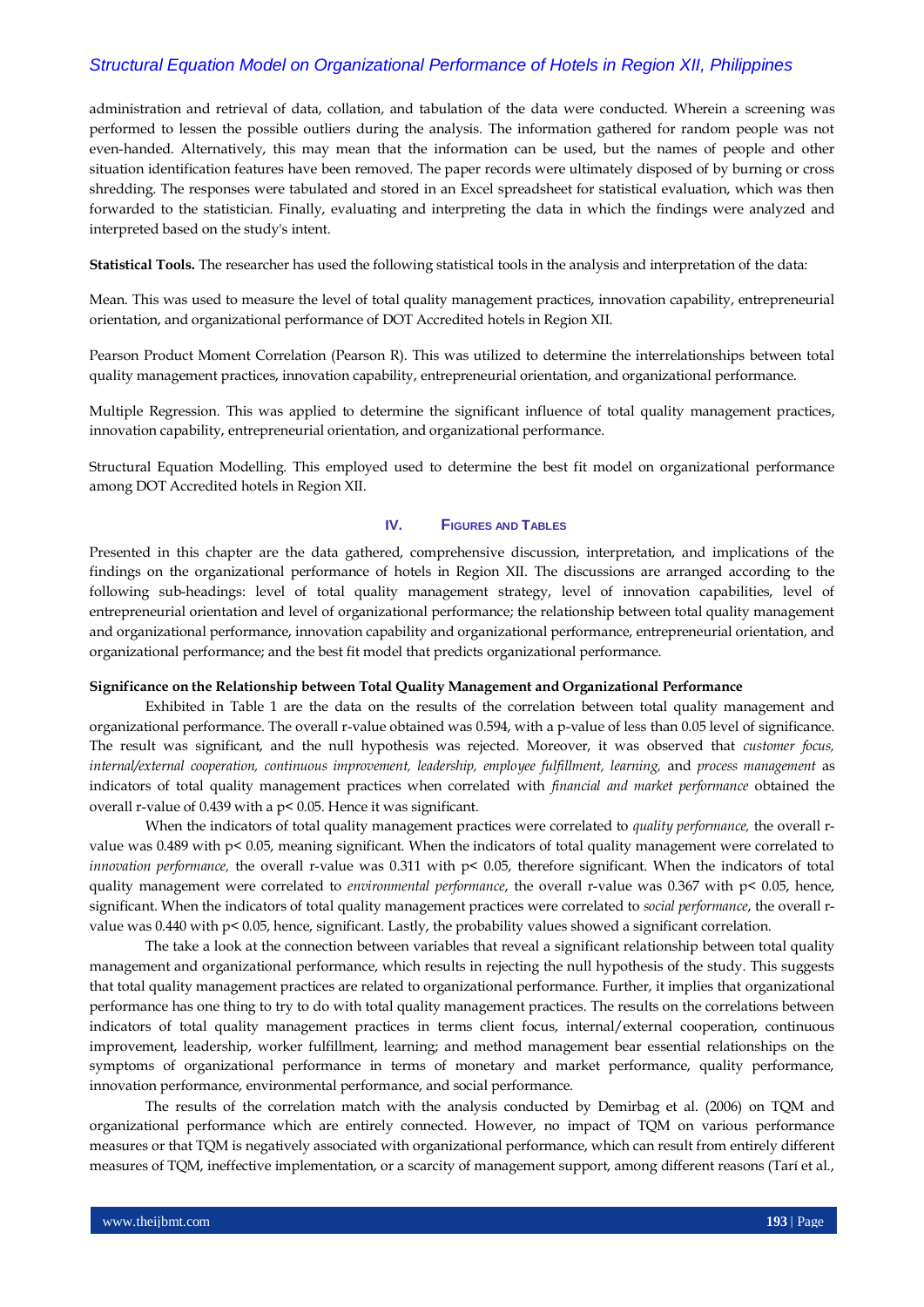administration and retrieval of data, collation, and tabulation of the data were conducted. Wherein a screening was performed to lessen the possible outliers during the analysis. The information gathered for random people was not even-handed. Alternatively, this may mean that the information can be used, but the names of people and other situation identification features have been removed. The paper records were ultimately disposed of by burning or cross shredding. The responses were tabulated and stored in an Excel spreadsheet for statistical evaluation, which was then forwarded to the statistician. Finally, evaluating and interpreting the data in which the findings were analyzed and interpreted based on the study's intent.

**Statistical Tools.** The researcher has used the following statistical tools in the analysis and interpretation of the data:

Mean. This was used to measure the level of total quality management practices, innovation capability, entrepreneurial orientation, and organizational performance of DOT Accredited hotels in Region XII.

Pearson Product Moment Correlation (Pearson R). This was utilized to determine the interrelationships between total quality management practices, innovation capability, entrepreneurial orientation, and organizational performance.

Multiple Regression. This was applied to determine the significant influence of total quality management practices, innovation capability, entrepreneurial orientation, and organizational performance.

Structural Equation Modelling. This employed used to determine the best fit model on organizational performance among DOT Accredited hotels in Region XII.

## IV. Figures and Tables

Presented in this chapter are the data gathered, comprehensive discussion, interpretation, and implications of the findings on the organizational performance of hotels in Region XII. The discussions are arranged according to the following sub-headings: level of total quality management strategy, level of innovation capabilities, level of entrepreneurial orientation and level of organizational performance; the relationship between total quality management and organizational performance, innovation capability and organizational performance, entrepreneurial orientation, and organizational performance; and the best fit model that predicts organizational performance.

**Significance on the Relationship between Total Quality Management and Organizational Performance**

Exhibited in Table 1 are the data on the results of the correlation between total quality management and organizational performance. The overall r-value obtained was 0.594, with a p-value of less than 0.05 level of significance. The result was significant, and the null hypothesis was rejected. Moreover, it was observed that *customer focus, internal/external cooperation, continuous improvement, leadership, employee fulfillment, learning,* and *process management* as indicators of total quality management practices when correlated with *financial and market performance* obtained the overall r-value of 0.439 with a $p < 0.05$. Hence it was significant.

When the indicators of total quality management practices were correlated to *quality performance,* the overall r-value was 0.489 with $p < 0.05$, meaning significant. When the indicators of total quality management were correlated to *innovation performance,* the overall r-value was 0.311 with $p < 0.05$, therefore significant. When the indicators of total quality management were correlated to *environmental performance*, the overall r-value was 0.367 with $p < 0.05$, hence, significant. When the indicators of total quality management practices were correlated to *social performance*, the overall r-value was 0.440 with $p < 0.05$, hence, significant. Lastly, the probability values showed a significant correlation.

The take a look at the connection between variables that reveal a significant relationship between total quality management and organizational performance, which results in rejecting the null hypothesis of the study. This suggests that total quality management practices are related to organizational performance. Further, it implies that organizational performance has one thing to try to do with total quality management practices. The results on the correlations between indicators of total quality management practices in terms client focus, internal/external cooperation, continuous improvement, leadership, worker fulfillment, learning; and method management bear essential relationships on the symptoms of organizational performance in terms of monetary and market performance, quality performance, innovation performance, environmental performance, and social performance.

The results of the correlation match with the analysis conducted by Demirbag et al. (2006) on TQM and organizational performance which are entirely connected. However, no impact of TQM on various performance measures or that TQM is negatively associated with organizational performance, which can result from entirely different measures of TQM, ineffective implementation, or a scarcity of management support, among different reasons (Tarí et al.,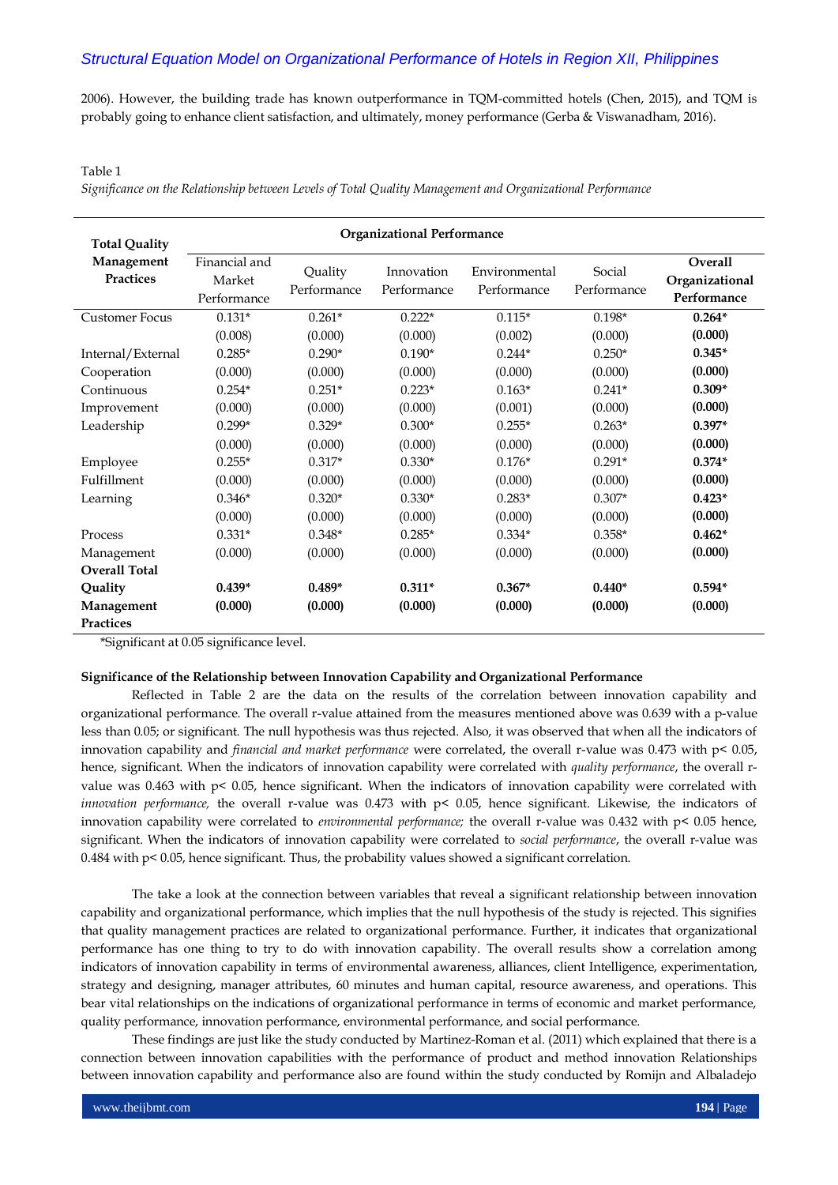2006). However, the building trade has known outperformance in TQM-committed hotels (Chen, 2015), and TQM is probably going to enhance client satisfaction, and ultimately, money performance (Gerba & Viswanadham, 2016).

Table 1

*Significance on the Relationship between Levels of Total Quality Management and Organizational Performance*

| Total Quality Management Practices | Organizational Performance | | | | | |
|---|---|---|---|---|---|---|
| | Financial and Market Performance | Quality Performance | Innovation Performance | Environmental Performance | Social Performance | **Overall Organizational Performance** |
| Customer Focus | 0.131* | 0.261* | 0.222* | 0.115* | 0.198* | **0.264*** |
| | (0.008) | (0.000) | (0.000) | (0.002) | (0.000) | **(0.000)** |
| Internal/External Cooperation | 0.285* | 0.290* | 0.190* | 0.244* | 0.250* | **0.345*** |
| | (0.000) | (0.000) | (0.000) | (0.000) | (0.000) | **(0.000)** |
| Continuous Improvement | 0.254* | 0.251* | 0.223* | 0.163* | 0.241* | **0.309*** |
| | (0.000) | (0.000) | (0.000) | (0.001) | (0.000) | **(0.000)** |
| Leadership | 0.299* | 0.329* | 0.300* | 0.255* | 0.263* | **0.397*** |
| | (0.000) | (0.000) | (0.000) | (0.000) | (0.000) | **(0.000)** |
| Employee Fulfillment | 0.255* | 0.317* | 0.330* | 0.176* | 0.291* | **0.374*** |
| | (0.000) | (0.000) | (0.000) | (0.000) | (0.000) | **(0.000)** |
| Learning | 0.346* | 0.320* | 0.330* | 0.283* | 0.307* | **0.423*** |
| | (0.000) | (0.000) | (0.000) | (0.000) | (0.000) | **(0.000)** |
| Process Management | 0.331* | 0.348* | 0.285* | 0.334* | 0.358* | **0.462*** |
| | (0.000) | (0.000) | (0.000) | (0.000) | (0.000) | **(0.000)** |
| **Overall Total Quality Management Practices** | **0.439*** | **0.489*** | **0.311*** | **0.367*** | **0.440*** | **0.594*** |
| | **(0.000)** | **(0.000)** | **(0.000)** | **(0.000)** | **(0.000)** | **(0.000)** |

*Significant at 0.05 significance level.

**Significance of the Relationship between Innovation Capability and Organizational Performance**

Reflected in Table 2 are the data on the results of the correlation between innovation capability and organizational performance. The overall r-value attained from the measures mentioned above was 0.639 with a p-value less than 0.05; or significant. The null hypothesis was thus rejected. Also, it was observed that when all the indicators of innovation capability and *financial and market performance* were correlated, the overall r-value was 0.473 with $p < 0.05$, hence, significant. When the indicators of innovation capability were correlated with *quality performance*, the overall r-value was 0.463 with $p < 0.05$, hence significant. When the indicators of innovation capability were correlated with *innovation performance,* the overall r-value was 0.473 with $p < 0.05$, hence significant. Likewise, the indicators of innovation capability were correlated to *environmental performance;* the overall r-value was 0.432 with $p < 0.05$ hence, significant. When the indicators of innovation capability were correlated to *social performance*, the overall r-value was 0.484 with $p < 0.05$, hence significant. Thus, the probability values showed a significant correlation.

The take a look at the connection between variables that reveal a significant relationship between innovation capability and organizational performance, which implies that the null hypothesis of the study is rejected. This signifies that quality management practices are related to organizational performance. Further, it indicates that organizational performance has one thing to try to do with innovation capability. The overall results show a correlation among indicators of innovation capability in terms of environmental awareness, alliances, client Intelligence, experimentation, strategy and designing, manager attributes, 60 minutes and human capital, resource awareness, and operations. This bear vital relationships on the indications of organizational performance in terms of economic and market performance, quality performance, innovation performance, environmental performance, and social performance.

These findings are just like the study conducted by Martinez-Roman et al. (2011) which explained that there is a connection between innovation capabilities with the performance of product and method innovation Relationships between innovation capability and performance also are found within the study conducted by Romijn and Albaladejo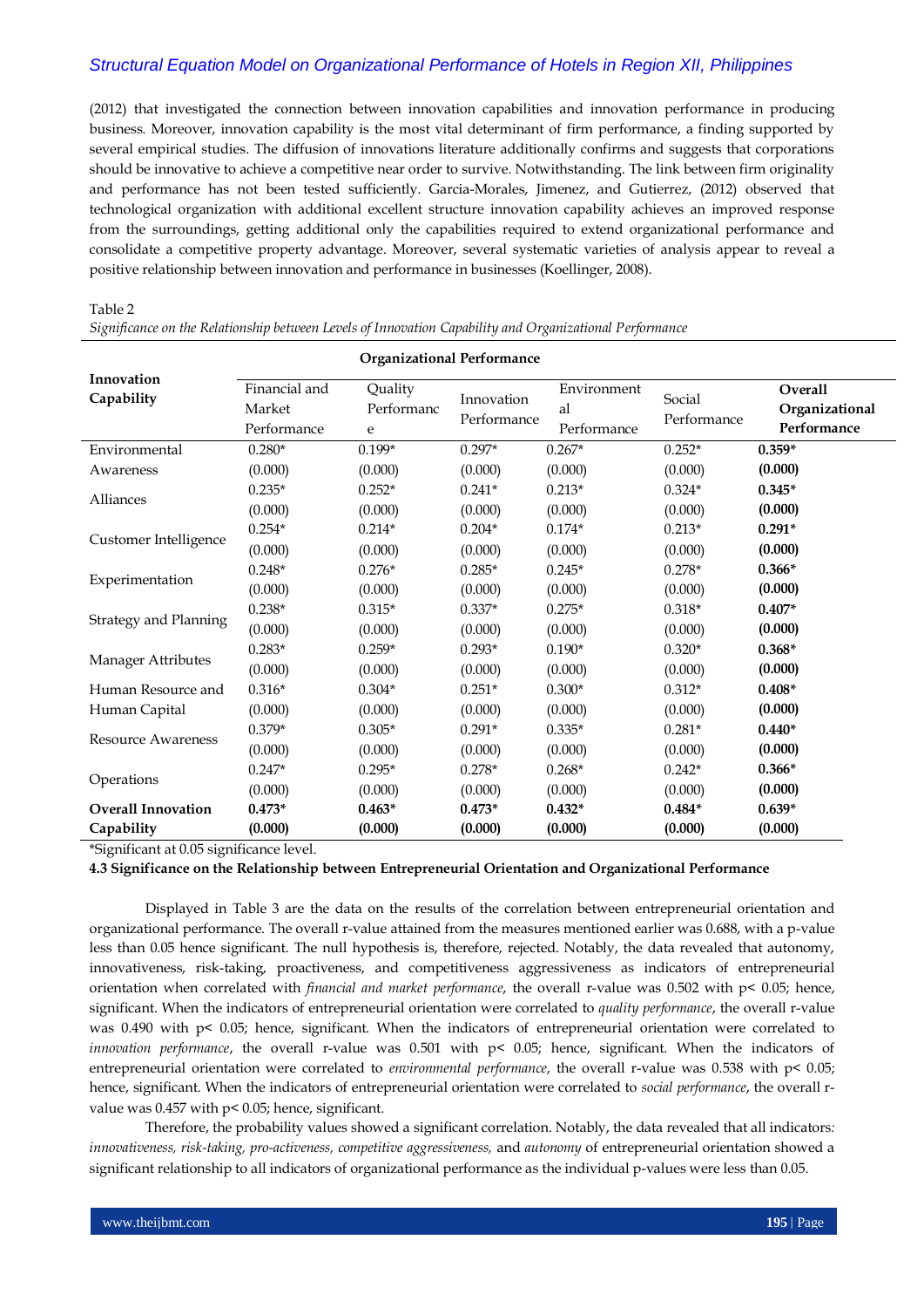(2012) that investigated the connection between innovation capabilities and innovation performance in producing business. Moreover, innovation capability is the most vital determinant of firm performance, a finding supported by several empirical studies. The diffusion of innovations literature additionally confirms and suggests that corporations should be innovative to achieve a competitive near order to survive. Notwithstanding. The link between firm originality and performance has not been tested sufficiently. Garcia-Morales, Jimenez, and Gutierrez, (2012) observed that technological organization with additional excellent structure innovation capability achieves an improved response from the surroundings, getting additional only the capabilities required to extend organizational performance and consolidate a competitive property advantage. Moreover, several systematic varieties of analysis appear to reveal a positive relationship between innovation and performance in businesses (Koellinger, 2008).

Table 2

*Significance on the Relationship between Levels of Innovation Capability and Organizational Performance*

| Innovation Capability | Organizational Performance | | | | | |
|---|---|---|---|---|---|---|
| | Financial and Market Performance | Quality Performance | Innovation Performance | Environmental Performance | Social Performance | **Overall Organizational Performance** |
| Environmental Awareness | 0.280* (0.000) | 0.199* (0.000) | 0.297* (0.000) | 0.267* (0.000) | 0.252* (0.000) | **0.359* (0.000)** |
| Alliances | 0.235* (0.000) | 0.252* (0.000) | 0.241* (0.000) | 0.213* (0.000) | 0.324* (0.000) | **0.345* (0.000)** |
| Customer Intelligence | 0.254* (0.000) | 0.214* (0.000) | 0.204* (0.000) | 0.174* (0.000) | 0.213* (0.000) | **0.291* (0.000)** |
| Experimentation | 0.248* (0.000) | 0.276* (0.000) | 0.285* (0.000) | 0.245* (0.000) | 0.278* (0.000) | **0.366* (0.000)** |
| Strategy and Planning | 0.238* (0.000) | 0.315* (0.000) | 0.337* (0.000) | 0.275* (0.000) | 0.318* (0.000) | **0.407* (0.000)** |
| Manager Attributes | 0.283* (0.000) | 0.259* (0.000) | 0.293* (0.000) | 0.190* (0.000) | 0.320* (0.000) | **0.368* (0.000)** |
| Human Resource and Human Capital | 0.316* (0.000) | 0.304* (0.000) | 0.251* (0.000) | 0.300* (0.000) | 0.312* (0.000) | **0.408* (0.000)** |
| Resource Awareness | 0.379* (0.000) | 0.305* (0.000) | 0.291* (0.000) | 0.335* (0.000) | 0.281* (0.000) | **0.440* (0.000)** |
| Operations | 0.247* (0.000) | 0.295* (0.000) | 0.278* (0.000) | 0.268* (0.000) | 0.242* (0.000) | **0.366* (0.000)** |
| **Overall Innovation Capability** | **0.473* (0.000)** | **0.463* (0.000)** | **0.473* (0.000)** | **0.432* (0.000)** | **0.484* (0.000)** | **0.639* (0.000)** |

*Significant at 0.05 significance level.

### 4.3 Significance on the Relationship between Entrepreneurial Orientation and Organizational Performance

Displayed in Table 3 are the data on the results of the correlation between entrepreneurial orientation and organizational performance. The overall r-value attained from the measures mentioned earlier was 0.688, with a p-value less than 0.05 hence significant. The null hypothesis is, therefore, rejected. Notably, the data revealed that autonomy, innovativeness, risk-taking, proactiveness, and competitiveness aggressiveness as indicators of entrepreneurial orientation when correlated with *financial and market performance*, the overall r-value was 0.502 with $p < 0.05$; hence, significant. When the indicators of entrepreneurial orientation were correlated to *quality performance*, the overall r-value was 0.490 with $p < 0.05$; hence, significant. When the indicators of entrepreneurial orientation were correlated to *innovation performance*, the overall r-value was 0.501 with $p < 0.05$; hence, significant. When the indicators of entrepreneurial orientation were correlated to *environmental performance*, the overall r-value was 0.538 with $p < 0.05$; hence, significant. When the indicators of entrepreneurial orientation were correlated to *social performance*, the overall r-value was 0.457 with $p < 0.05$; hence, significant.

Therefore, the probability values showed a significant correlation. Notably, the data revealed that all indicators*: innovativeness, risk-taking, pro-activeness, competitive aggressiveness,* and *autonomy* of entrepreneurial orientation showed a significant relationship to all indicators of organizational performance as the individual p-values were less than 0.05.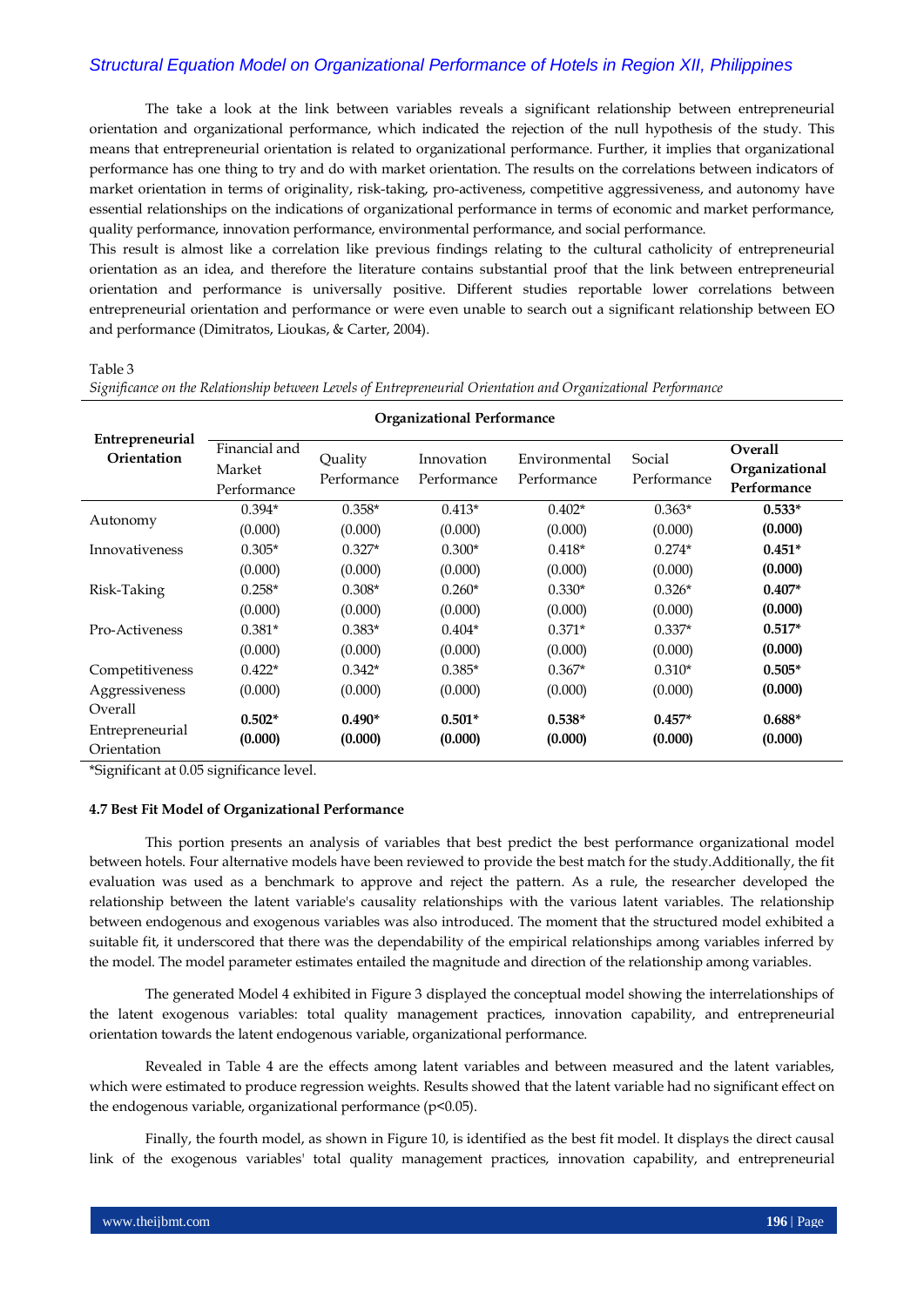The take a look at the link between variables reveals a significant relationship between entrepreneurial orientation and organizational performance, which indicated the rejection of the null hypothesis of the study. This means that entrepreneurial orientation is related to organizational performance. Further, it implies that organizational performance has one thing to try and do with market orientation. The results on the correlations between indicators of market orientation in terms of originality, risk-taking, pro-activeness, competitive aggressiveness, and autonomy have essential relationships on the indications of organizational performance in terms of economic and market performance, quality performance, innovation performance, environmental performance, and social performance.

This result is almost like a correlation like previous findings relating to the cultural catholicity of entrepreneurial orientation as an idea, and therefore the literature contains substantial proof that the link between entrepreneurial orientation and performance is universally positive. Different studies reportable lower correlations between entrepreneurial orientation and performance or were even unable to search out a significant relationship between EO and performance (Dimitratos, Lioukas, & Carter, 2004).

Table 3
*Significance on the Relationship between Levels of Entrepreneurial Orientation and Organizational Performance*

| Entrepreneurial Orientation | Organizational Performance | | | | | |
|---|---|---|---|---|---|---|
| | Financial and Market Performance | Quality Performance | Innovation Performance | Environmental Performance | Social Performance | **Overall Organizational Performance** |
| Autonomy | 0.394* (0.000) | 0.358* (0.000) | 0.413* (0.000) | 0.402* (0.000) | 0.363* (0.000) | **0.533* (0.000)** |
| Innovativeness | 0.305* (0.000) | 0.327* (0.000) | 0.300* (0.000) | 0.418* (0.000) | 0.274* (0.000) | **0.451* (0.000)** |
| Risk-Taking | 0.258* (0.000) | 0.308* (0.000) | 0.260* (0.000) | 0.330* (0.000) | 0.326* (0.000) | **0.407* (0.000)** |
| Pro-Activeness | 0.381* (0.000) | 0.383* (0.000) | 0.404* (0.000) | 0.371* (0.000) | 0.337* (0.000) | **0.517* (0.000)** |
| Competitiveness Aggressiveness | 0.422* (0.000) | 0.342* (0.000) | 0.385* (0.000) | 0.367* (0.000) | 0.310* (0.000) | **0.505* (0.000)** |
| Overall Entrepreneurial Orientation | **0.502* (0.000)** | **0.490* (0.000)** | **0.501* (0.000)** | **0.538* (0.000)** | **0.457* (0.000)** | **0.688* (0.000)** |

*Significant at 0.05 significance level.

#### 4.7 Best Fit Model of Organizational Performance

This portion presents an analysis of variables that best predict the best performance organizational model between hotels. Four alternative models have been reviewed to provide the best match for the study.Additionally, the fit evaluation was used as a benchmark to approve and reject the pattern. As a rule, the researcher developed the relationship between the latent variable's causality relationships with the various latent variables. The relationship between endogenous and exogenous variables was also introduced. The moment that the structured model exhibited a suitable fit, it underscored that there was the dependability of the empirical relationships among variables inferred by the model. The model parameter estimates entailed the magnitude and direction of the relationship among variables.

The generated Model 4 exhibited in Figure 3 displayed the conceptual model showing the interrelationships of the latent exogenous variables: total quality management practices, innovation capability, and entrepreneurial orientation towards the latent endogenous variable, organizational performance.

Revealed in Table 4 are the effects among latent variables and between measured and the latent variables, which were estimated to produce regression weights. Results showed that the latent variable had no significant effect on the endogenous variable, organizational performance ($p<0.05$).

Finally, the fourth model, as shown in Figure 10, is identified as the best fit model. It displays the direct causal link of the exogenous variables' total quality management practices, innovation capability, and entrepreneurial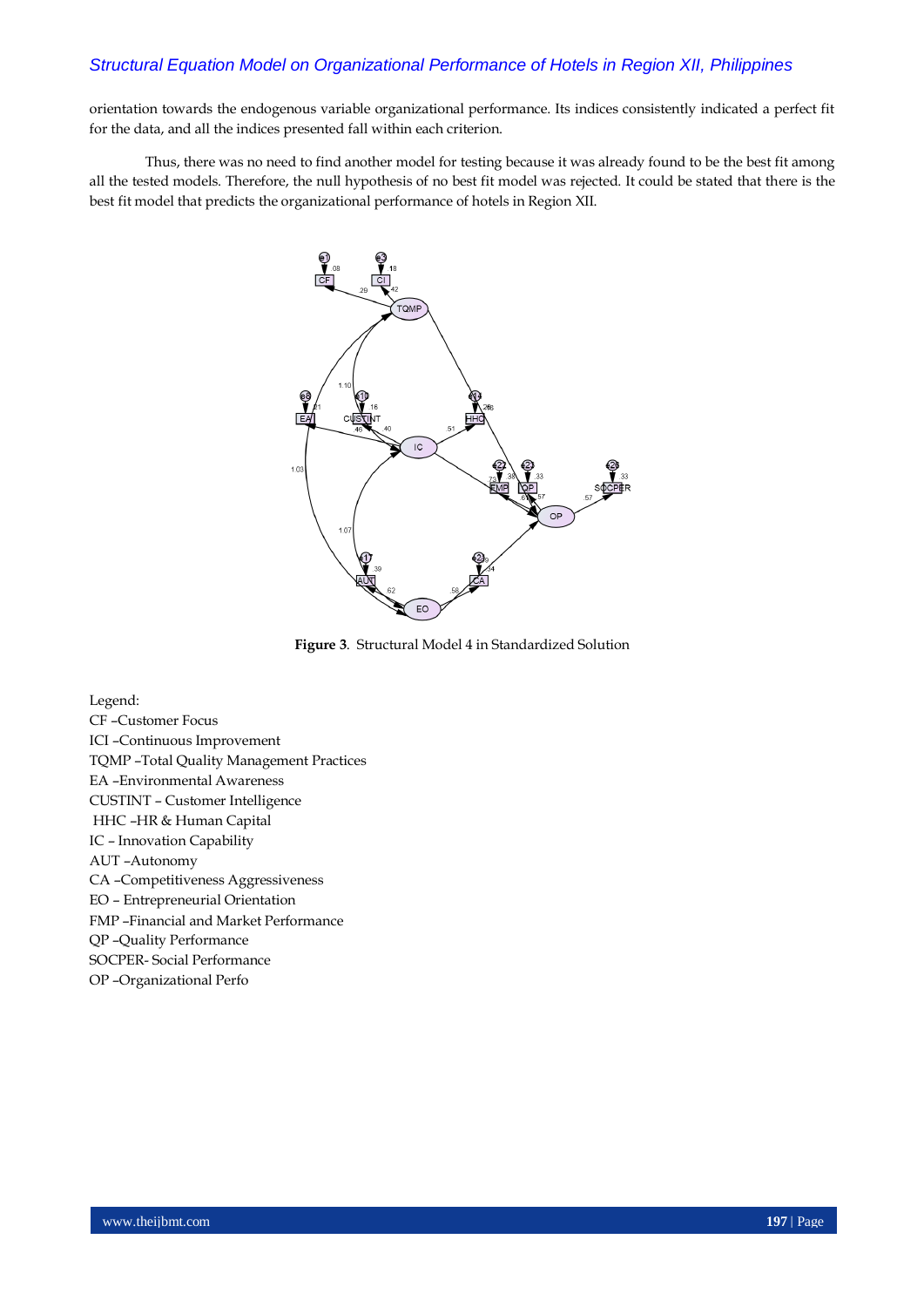orientation towards the endogenous variable organizational performance. Its indices consistently indicated a perfect fit for the data, and all the indices presented fall within each criterion.

Thus, there was no need to find another model for testing because it was already found to be the best fit among all the tested models. Therefore, the null hypothesis of no best fit model was rejected. It could be stated that there is the best fit model that predicts the organizational performance of hotels in Region XII.

**Figure 3**. Structural Model 4 in Standardized Solution

Legend:

CF –Customer Focus
ICI –Continuous Improvement
TQMP –Total Quality Management Practices
EA –Environmental Awareness
CUSTINT – Customer Intelligence
HHC –HR & Human Capital
IC – Innovation Capability
AUT –Autonomy
CA –Competitiveness Aggressiveness
EO – Entrepreneurial Orientation
FMP –Financial and Market Performance
QP –Quality Performance
SOCPER- Social Performance
OP –Organizational Perfo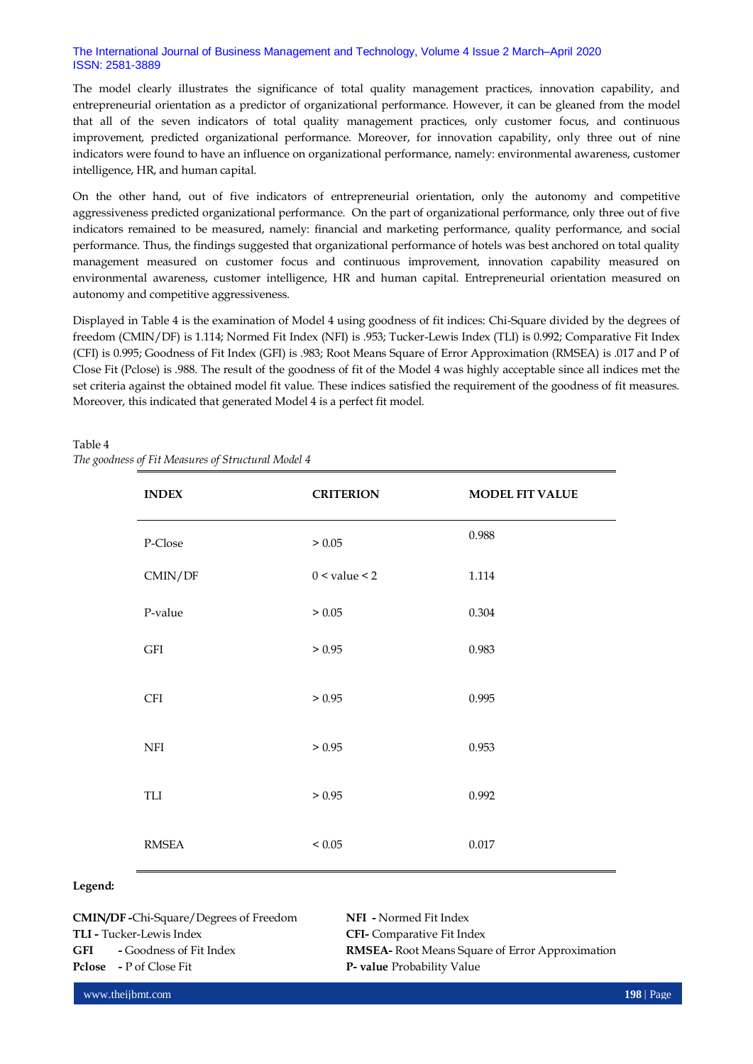The model clearly illustrates the significance of total quality management practices, innovation capability, and entrepreneurial orientation as a predictor of organizational performance. However, it can be gleaned from the model that all of the seven indicators of total quality management practices, only customer focus, and continuous improvement, predicted organizational performance. Moreover, for innovation capability, only three out of nine indicators were found to have an influence on organizational performance, namely: environmental awareness, customer intelligence, HR, and human capital.

On the other hand, out of five indicators of entrepreneurial orientation, only the autonomy and competitive aggressiveness predicted organizational performance. On the part of organizational performance, only three out of five indicators remained to be measured, namely: financial and marketing performance, quality performance, and social performance. Thus, the findings suggested that organizational performance of hotels was best anchored on total quality management measured on customer focus and continuous improvement, innovation capability measured on environmental awareness, customer intelligence, HR and human capital. Entrepreneurial orientation measured on autonomy and competitive aggressiveness.

Displayed in Table 4 is the examination of Model 4 using goodness of fit indices: Chi-Square divided by the degrees of freedom (CMIN/DF) is 1.114; Normed Fit Index (NFI) is .953; Tucker-Lewis Index (TLI) is 0.992; Comparative Fit Index (CFI) is 0.995; Goodness of Fit Index (GFI) is .983; Root Means Square of Error Approximation (RMSEA) is .017 and P of Close Fit (Pclose) is .988. The result of the goodness of fit of the Model 4 was highly acceptable since all indices met the set criteria against the obtained model fit value. These indices satisfied the requirement of the goodness of fit measures. Moreover, this indicated that generated Model 4 is a perfect fit model.

Table 4
*The goodness of Fit Measures of Structural Model 4*

| INDEX | CRITERION | MODEL FIT VALUE |
|---|---|---|
| P-Close | > 0.05 | 0.988 |
| CMIN/DF | 0 < value < 2 | 1.114 |
| P-value | > 0.05 | 0.304 |
| GFI | > 0.95 | 0.983 |
| CFI | > 0.95 | 0.995 |
| NFI | > 0.95 | 0.953 |
| TLI | > 0.95 | 0.992 |
| RMSEA | < 0.05 | 0.017 |

**Legend:**

**CMIN/DF -**Chi-Square/Degrees of Freedom
**TLI -** Tucker-Lewis Index
**GFI -** Goodness of Fit Index
**Pclose -** P of Close Fit
**NFI -** Normed Fit Index
**CFI-** Comparative Fit Index
**RMSEA-** Root Means Square of Error Approximation
**P- value** Probability Value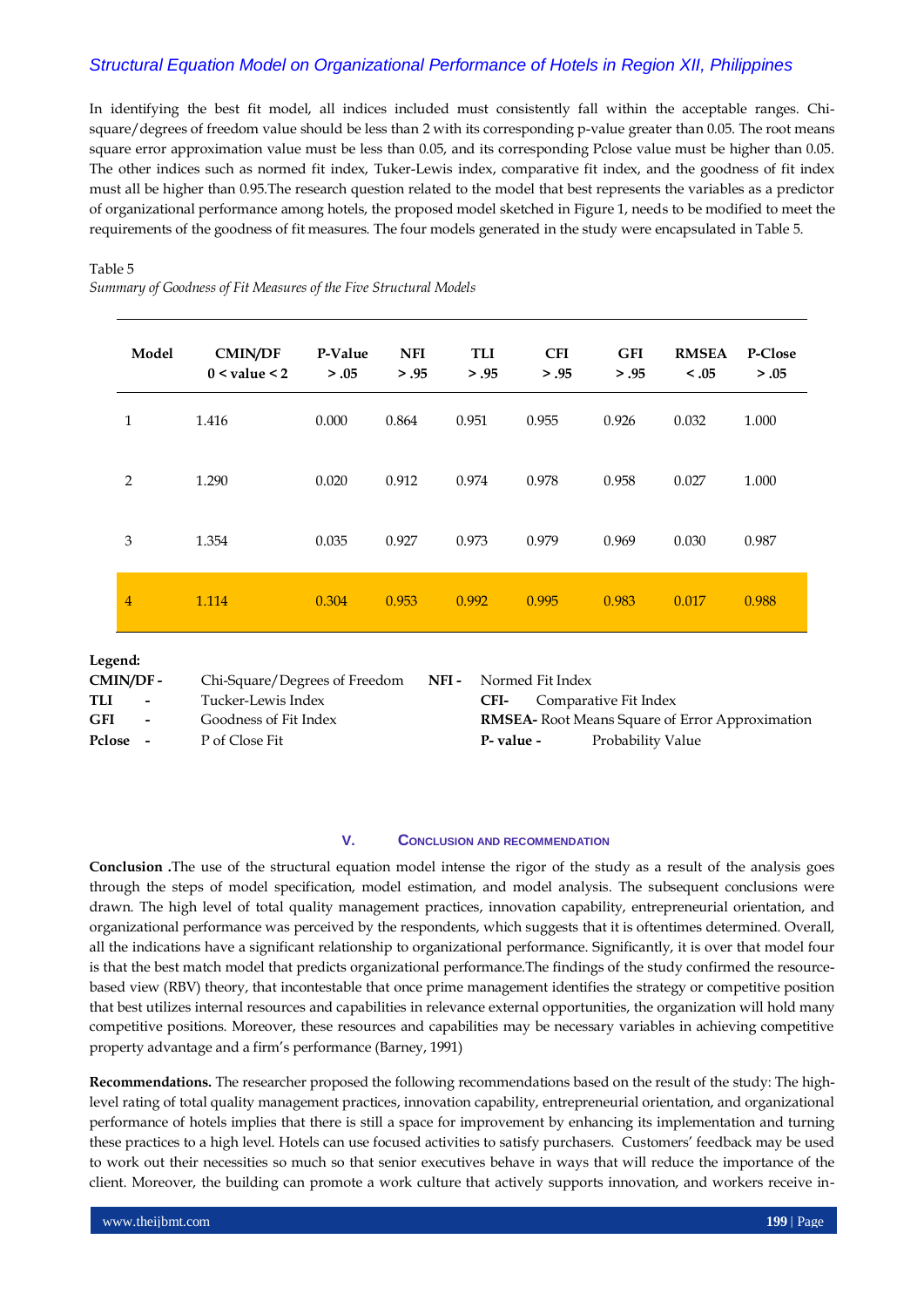In identifying the best fit model, all indices included must consistently fall within the acceptable ranges. Chi-square/degrees of freedom value should be less than 2 with its corresponding p-value greater than 0.05. The root means square error approximation value must be less than 0.05, and its corresponding Pclose value must be higher than 0.05. The other indices such as normed fit index, Tuker-Lewis index, comparative fit index, and the goodness of fit index must all be higher than 0.95.The research question related to the model that best represents the variables as a predictor of organizational performance among hotels, the proposed model sketched in Figure 1, needs to be modified to meet the requirements of the goodness of fit measures. The four models generated in the study were encapsulated in Table 5.

Table 5
*Summary of Goodness of Fit Measures of the Five Structural Models*

| Model | CMIN/DF 0 < value < 2 | P-Value > .05 | NFI > .95 | TLI > .95 | CFI > .95 | GFI > .95 | RMSEA < .05 | P-Close > .05 |
|---|---|---|---|---|---|---|---|---|
| 1 | 1.416 | 0.000 | 0.864 | 0.951 | 0.955 | 0.926 | 0.032 | 1.000 |
| 2 | 1.290 | 0.020 | 0.912 | 0.974 | 0.978 | 0.958 | 0.027 | 1.000 |
| 3 | 1.354 | 0.035 | 0.927 | 0.973 | 0.979 | 0.969 | 0.030 | 0.987 |
| 4 | 1.114 | 0.304 | 0.953 | 0.992 | 0.995 | 0.983 | 0.017 | 0.988 |

**Legend:**
**CMIN/DF -** Chi-Square/Degrees of Freedom
**NFI -** Normed Fit Index
**TLI -** Tucker-Lewis Index
**CFI-** Comparative Fit Index
**GFI -** Goodness of Fit Index
**RMSEA-** Root Means Square of Error Approximation
**Pclose -** P of Close Fit
**P- value -** Probability Value

## V. Conclusion and Recommendation

**Conclusion .**The use of the structural equation model intense the rigor of the study as a result of the analysis goes through the steps of model specification, model estimation, and model analysis. The subsequent conclusions were drawn. The high level of total quality management practices, innovation capability, entrepreneurial orientation, and organizational performance was perceived by the respondents, which suggests that it is oftentimes determined. Overall, all the indications have a significant relationship to organizational performance. Significantly, it is over that model four is that the best match model that predicts organizational performance.The findings of the study confirmed the resource-based view (RBV) theory, that incontestable that once prime management identifies the strategy or competitive position that best utilizes internal resources and capabilities in relevance external opportunities, the organization will hold many competitive positions. Moreover, these resources and capabilities may be necessary variables in achieving competitive property advantage and a firm's performance (Barney, 1991)

**Recommendations.** The researcher proposed the following recommendations based on the result of the study: The high-level rating of total quality management practices, innovation capability, entrepreneurial orientation, and organizational performance of hotels implies that there is still a space for improvement by enhancing its implementation and turning these practices to a high level. Hotels can use focused activities to satisfy purchasers. Customers' feedback may be used to work out their necessities so much so that senior executives behave in ways that will reduce the importance of the client. Moreover, the building can promote a work culture that actively supports innovation, and workers receive in-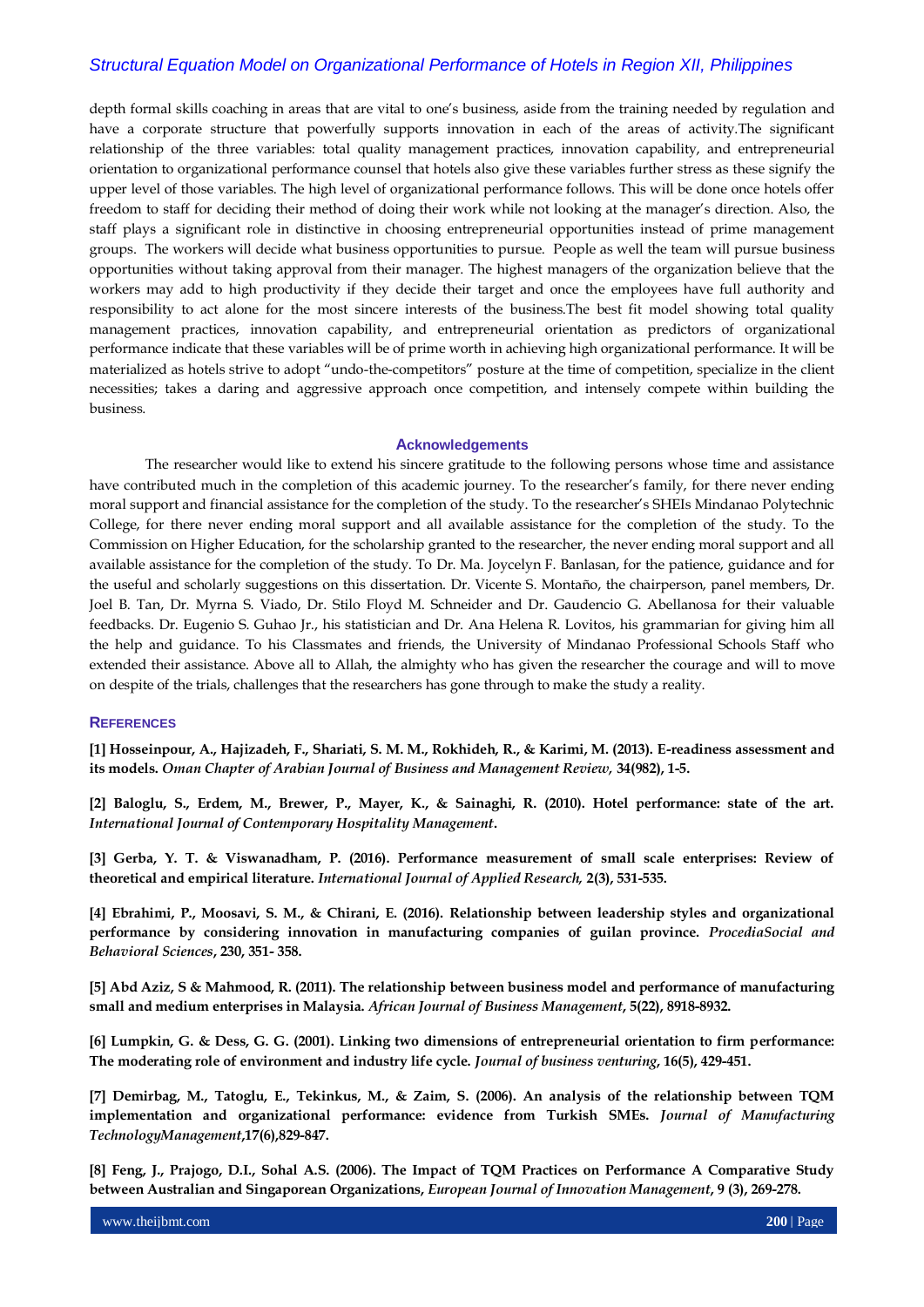depth formal skills coaching in areas that are vital to one's business, aside from the training needed by regulation and have a corporate structure that powerfully supports innovation in each of the areas of activity.The significant relationship of the three variables: total quality management practices, innovation capability, and entrepreneurial orientation to organizational performance counsel that hotels also give these variables further stress as these signify the upper level of those variables. The high level of organizational performance follows. This will be done once hotels offer freedom to staff for deciding their method of doing their work while not looking at the manager's direction. Also, the staff plays a significant role in distinctive in choosing entrepreneurial opportunities instead of prime management groups. The workers will decide what business opportunities to pursue. People as well the team will pursue business opportunities without taking approval from their manager. The highest managers of the organization believe that the workers may add to high productivity if they decide their target and once the employees have full authority and responsibility to act alone for the most sincere interests of the business.The best fit model showing total quality management practices, innovation capability, and entrepreneurial orientation as predictors of organizational performance indicate that these variables will be of prime worth in achieving high organizational performance. It will be materialized as hotels strive to adopt "undo-the-competitors" posture at the time of competition, specialize in the client necessities; takes a daring and aggressive approach once competition, and intensely compete within building the business.

## Acknowledgements

The researcher would like to extend his sincere gratitude to the following persons whose time and assistance have contributed much in the completion of this academic journey. To the researcher's family, for there never ending moral support and financial assistance for the completion of the study. To the researcher's SHEIs Mindanao Polytechnic College, for there never ending moral support and all available assistance for the completion of the study. To the Commission on Higher Education, for the scholarship granted to the researcher, the never ending moral support and all available assistance for the completion of the study. To Dr. Ma. Joycelyn F. Banlasan, for the patience, guidance and for the useful and scholarly suggestions on this dissertation. Dr. Vicente S. Montaño, the chairperson, panel members, Dr. Joel B. Tan, Dr. Myrna S. Viado, Dr. Stilo Floyd M. Schneider and Dr. Gaudencio G. Abellanosa for their valuable feedbacks. Dr. Eugenio S. Guhao Jr., his statistician and Dr. Ana Helena R. Lovitos, his grammarian for giving him all the help and guidance. To his Classmates and friends, the University of Mindanao Professional Schools Staff who extended their assistance. Above all to Allah, the almighty who has given the researcher the courage and will to move on despite of the trials, challenges that the researchers has gone through to make the study a reality.

## References

**[1] Hosseinpour, A., Hajizadeh, F., Shariati, S. M. M., Rokhideh, R., & Karimi, M. (2013). E-readiness assessment and its models. *Oman Chapter of Arabian Journal of Business and Management Review,* 34(982), 1-5.**

**[2] Baloglu, S., Erdem, M., Brewer, P., Mayer, K., & Sainaghi, R. (2010). Hotel performance: state of the art. *International Journal of Contemporary Hospitality Management*.**

**[3] Gerba, Y. T. & Viswanadham, P. (2016). Performance measurement of small scale enterprises: Review of theoretical and empirical literature. *International Journal of Applied Research,* 2(3), 531-535.**

**[4] Ebrahimi, P., Moosavi, S. M., & Chirani, E. (2016). Relationship between leadership styles and organizational performance by considering innovation in manufacturing companies of guilan province. *ProcediaSocial and Behavioral Sciences*, 230, 351- 358.**

**[5] Abd Aziz, S & Mahmood, R. (2011). The relationship between business model and performance of manufacturing small and medium enterprises in Malaysia. *African Journal of Business Management*, 5(22), 8918-8932.**

**[6] Lumpkin, G. & Dess, G. G. (2001). Linking two dimensions of entrepreneurial orientation to firm performance: The moderating role of environment and industry life cycle. *Journal of business venturing*, 16(5), 429-451.**

**[7] Demirbag, M., Tatoglu, E., Tekinkus, M., & Zaim, S. (2006). An analysis of the relationship between TQM implementation and organizational performance: evidence from Turkish SMEs. *Journal of Manufacturing TechnologyManagement*,17(6),829-847.**

**[8] Feng, J., Prajogo, D.I., Sohal A.S. (2006). The Impact of TQM Practices on Performance A Comparative Study between Australian and Singaporean Organizations, *European Journal of Innovation Management*, 9 (3), 269-278.**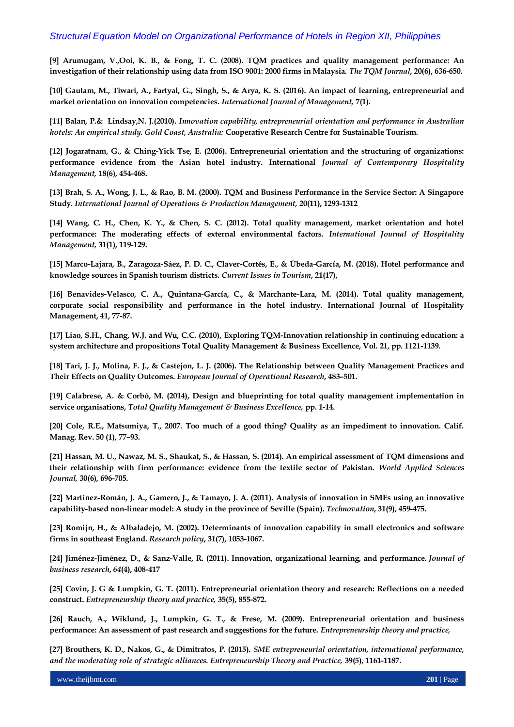**[9] Arumugam, V.,Ooi, K. B., & Fong, T. C. (2008). TQM practices and quality management performance: An investigation of their relationship using data from ISO 9001: 2000 firms in Malaysia.** ***The TQM Journal*****, 20(6), 636-650.**

**[10] Gautam, M., Tiwari, A., Fartyal, G., Singh, S., & Arya, K. S. (2016). An impact of learning, entrepreneurial and market orientation on innovation competencies.** ***International Journal of Management,*** **7(1).**

**[11] Balan, P.& Lindsay,N. J.(2010).** ***Innovation capability, entrepreneurial orientation and performance in Australian hotels: An empirical study. Gold Coast, Australia:*** **Cooperative Research Centre for Sustainable Tourism.**

**[12] Jogaratnam, G., & Ching-Yick Tse, E. (2006). Entrepreneurial orientation and the structuring of organizations: performance evidence from the Asian hotel industry. International** ***Journal of Contemporary Hospitality Management,*** **18(6), 454-468.**

**[13] Brah, S. A., Wong, J. L., & Rao, B. M. (2000). TQM and Business Performance in the Service Sector: A Singapore Study.** ***International Journal of Operations & Production Management,*** **20(11), 1293-1312**

**[14] Wang, C. H., Chen, K. Y., & Chen, S. C. (2012). Total quality management, market orientation and hotel performance: The moderating effects of external environmental factors.** ***International Journal of Hospitality Management,*** **31(1), 119-129.**

**[15] Marco-Lajara, B., Zaragoza-Sáez, P. D. C., Claver-Cortés, E., & Úbeda-García, M. (2018). Hotel performance and knowledge sources in Spanish tourism districts.** ***Current Issues in Tourism*****, 21(17),**

**[16] Benavides-Velasco, C. A., Quintana-García, C., & Marchante-Lara, M. (2014). Total quality management, corporate social responsibility and performance in the hotel industry. International Journal of Hospitality Management, 41, 77-87.**

**[17] Liao, S.H., Chang, W.J. and Wu, C.C. (2010), Exploring TQM-Innovation relationship in continuing education: a system architecture and propositions Total Quality Management & Business Excellence, Vol. 21, pp. 1121-1139.**

**[18] Tari, J. J., Molina, F. J., & Castejon, L. J. (2006). The Relationship between Quality Management Practices and Their Effects on Quality Outcomes.** ***European Journal of Operational Research*****, 483–501.**

**[19] Calabrese, A. & Corbò, M. (2014), Design and blueprinting for total quality management implementation in service organisations,** ***Total Quality Management & Business Excellence,*** **pp. 1-14.**

**[20] Cole, R.E., Matsumiya, T., 2007. Too much of a good thing? Quality as an impediment to innovation. Calif. Manag. Rev. 50 (1), 77–93.**

**[21] Hassan, M. U., Nawaz, M. S., Shaukat, S., & Hassan, S. (2014). An empirical assessment of TQM dimensions and their relationship with firm performance: evidence from the textile sector of Pakistan.** ***World Applied Sciences Journal,*** **30(6), 696-705.**

**[22] Martínez-Román, J. A., Gamero, J., & Tamayo, J. A. (2011). Analysis of innovation in SMEs using an innovative capability-based non-linear model: A study in the province of Seville (Spain).** ***Technovation*****, 31(9), 459-475.**

**[23] Romijn, H., & Albaladejo, M. (2002). Determinants of innovation capability in small electronics and software firms in southeast England.** ***Research policy*****, 31(7), 1053-1067.**

**[24] Jiménez-Jiménez, D., & Sanz-Valle, R. (2011). Innovation, organizational learning, and performance.** ***Journal of business research*****,** ***64*****(4), 408-417**

**[25] Covin, J. G & Lumpkin, G. T. (2011). Entrepreneurial orientation theory and research: Reflections on a needed construct.** ***Entrepreneurship theory and practice,*** **35(5), 855-872.**

**[26] Rauch, A., Wiklund, J., Lumpkin, G. T., & Frese, M. (2009). Entrepreneurial orientation and business performance: An assessment of past research and suggestions for the future.** ***Entrepreneurship theory and practice,***

**[27] Brouthers, K. D., Nakos, G., & Dimitratos, P. (2015).** ***SME entrepreneurial orientation, international performance, and the moderating role of strategic alliances. Entrepreneurship Theory and Practice,*** **39(5), 1161-1187.**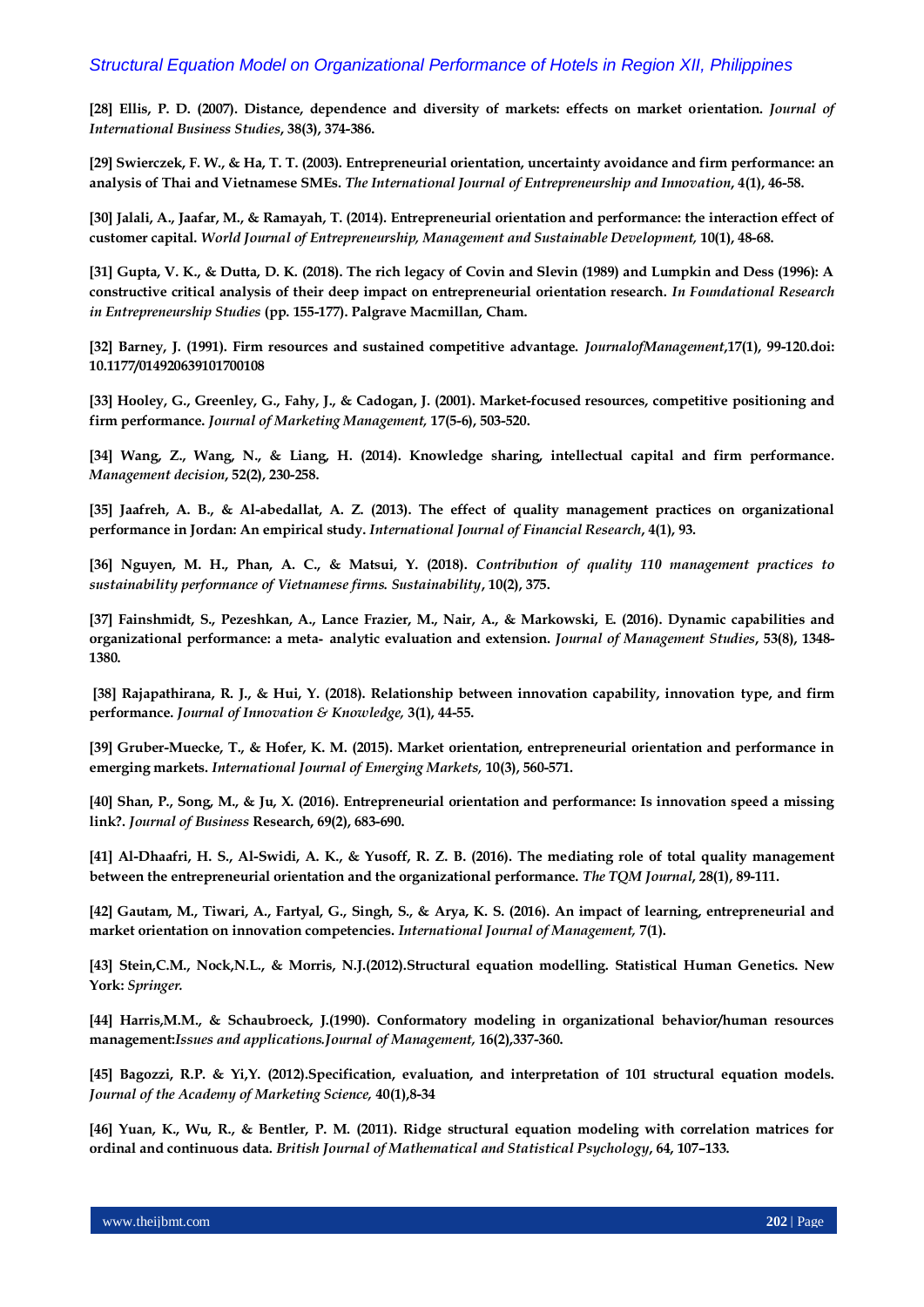**[28] Ellis, P. D. (2007). Distance, dependence and diversity of markets: effects on market orientation.** ***Journal of International Business Studies*****, 38(3), 374-386.**

**[29] Swierczek, F. W., & Ha, T. T. (2003). Entrepreneurial orientation, uncertainty avoidance and firm performance: an analysis of Thai and Vietnamese SMEs.** ***The International Journal of Entrepreneurship and Innovation*****, 4(1), 46-58.**

**[30] Jalali, A., Jaafar, M., & Ramayah, T. (2014). Entrepreneurial orientation and performance: the interaction effect of customer capital.** ***World Journal of Entrepreneurship, Management and Sustainable Development,*** **10(1), 48-68.**

**[31] Gupta, V. K., & Dutta, D. K. (2018). The rich legacy of Covin and Slevin (1989) and Lumpkin and Dess (1996): A constructive critical analysis of their deep impact on entrepreneurial orientation research.** ***In Foundational Research in Entrepreneurship Studies*** **(pp. 155-177). Palgrave Macmillan, Cham.**

**[32] Barney, J. (1991). Firm resources and sustained competitive advantage.** ***JournalofManagement*****,17(1), 99-120.doi: 10.1177/014920639101700108**

**[33] Hooley, G., Greenley, G., Fahy, J., & Cadogan, J. (2001). Market-focused resources, competitive positioning and firm performance.** ***Journal of Marketing Management,*** **17(5-6), 503-520.**

**[34] Wang, Z., Wang, N., & Liang, H. (2014). Knowledge sharing, intellectual capital and firm performance.** ***Management decision*****, 52(2), 230-258.**

**[35] Jaafreh, A. B., & Al-abedallat, A. Z. (2013). The effect of quality management practices on organizational performance in Jordan: An empirical study.** ***International Journal of Financial Research*****, 4(1), 93.**

**[36] Nguyen, M. H., Phan, A. C., & Matsui, Y. (2018).** ***Contribution of quality 110 management practices to sustainability performance of Vietnamese firms. Sustainability*****, 10(2), 375.**

**[37] Fainshmidt, S., Pezeshkan, A., Lance Frazier, M., Nair, A., & Markowski, E. (2016). Dynamic capabilities and organizational performance: a meta- analytic evaluation and extension.** ***Journal of Management Studies*****, 53(8), 1348-1380.**

**[38] Rajapathirana, R. J., & Hui, Y. (2018). Relationship between innovation capability, innovation type, and firm performance.** ***Journal of Innovation & Knowledge,*** **3(1), 44-55.**

**[39] Gruber-Muecke, T., & Hofer, K. M. (2015). Market orientation, entrepreneurial orientation and performance in emerging markets.** ***International Journal of Emerging Markets,*** **10(3), 560-571.**

**[40] Shan, P., Song, M., & Ju, X. (2016). Entrepreneurial orientation and performance: Is innovation speed a missing link?.** ***Journal of Business*** **Research, 69(2), 683-690.**

**[41] Al-Dhaafri, H. S., Al-Swidi, A. K., & Yusoff, R. Z. B. (2016). The mediating role of total quality management between the entrepreneurial orientation and the organizational performance.** ***The TQM Journal*****, 28(1), 89-111.**

**[42] Gautam, M., Tiwari, A., Fartyal, G., Singh, S., & Arya, K. S. (2016). An impact of learning, entrepreneurial and market orientation on innovation competencies.** ***International Journal of Management,*** **7(1).**

**[43] Stein,C.M., Nock,N.L., & Morris, N.J.(2012).Structural equation modelling. Statistical Human Genetics. New York:** ***Springer.***

**[44] Harris,M.M., & Schaubroeck, J.(1990). Conformatory modeling in organizational behavior/human resources management:*****Issues and applications.Journal of Management,*** **16(2),337-360.**

**[45] Bagozzi, R.P. & Yi,Y. (2012).Specification, evaluation, and interpretation of 101 structural equation models.** ***Journal of the Academy of Marketing Science,*** **40(1),8-34**

**[46] Yuan, K., Wu, R., & Bentler, P. M. (2011). Ridge structural equation modeling with correlation matrices for ordinal and continuous data.** ***British Journal of Mathematical and Statistical Psychology*****, 64, 107–133.**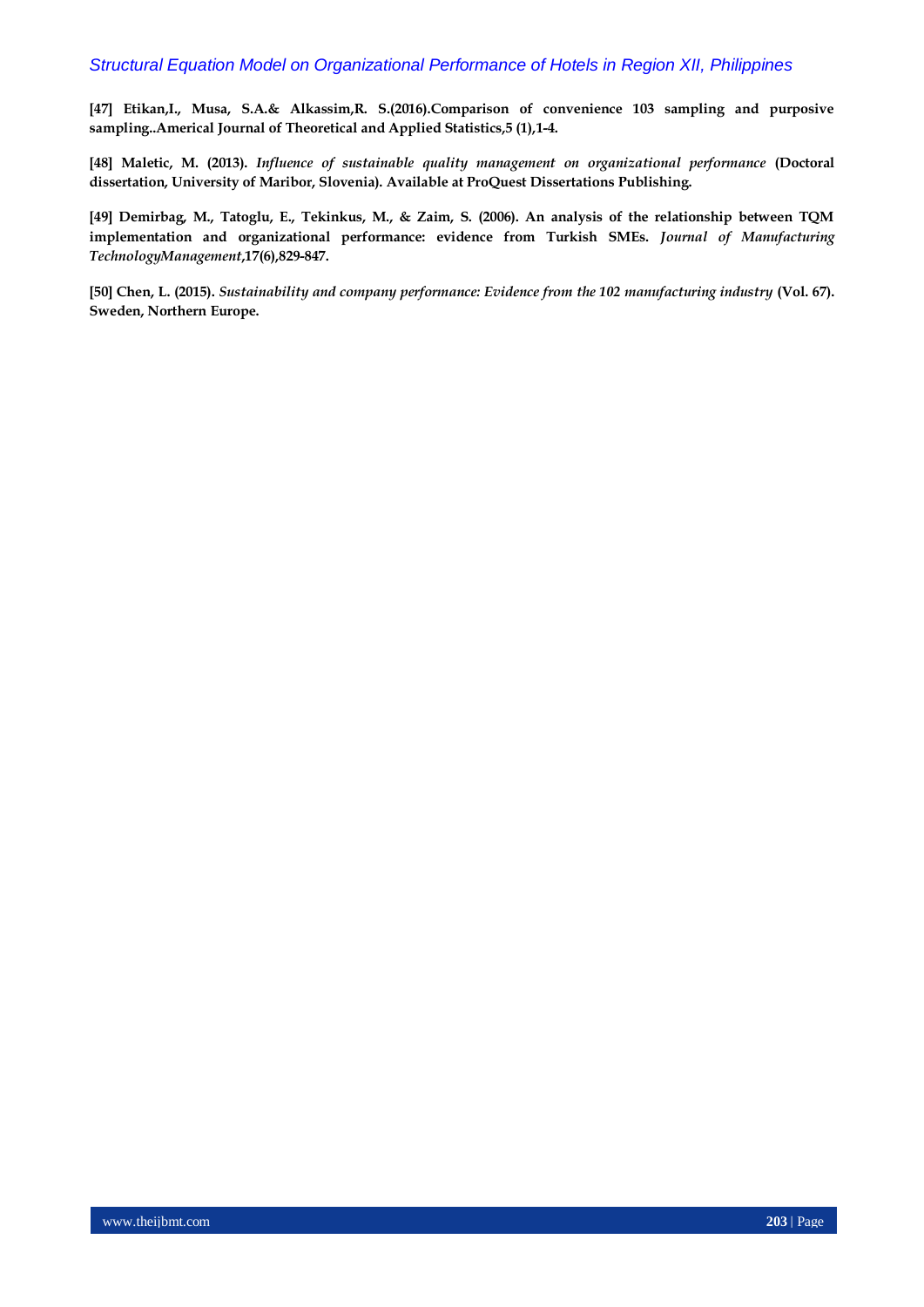**[47] Etikan,I., Musa, S.A.& Alkassim,R. S.(2016).Comparison of convenience 103 sampling and purposive sampling..Americal Journal of Theoretical and Applied Statistics,5 (1),1-4.**

**[48] Maletic, M. (2013).** ***Influence of sustainable quality management on organizational performance*** **(Doctoral dissertation, University of Maribor, Slovenia). Available at ProQuest Dissertations Publishing.**

**[49] Demirbag, M., Tatoglu, E., Tekinkus, M., & Zaim, S. (2006). An analysis of the relationship between TQM implementation and organizational performance: evidence from Turkish SMEs.** ***Journal of Manufacturing TechnologyManagement*****,17(6),829-847.**

**[50] Chen, L. (2015).** ***Sustainability and company performance: Evidence from the 102 manufacturing industry*** **(Vol. 67). Sweden, Northern Europe.**